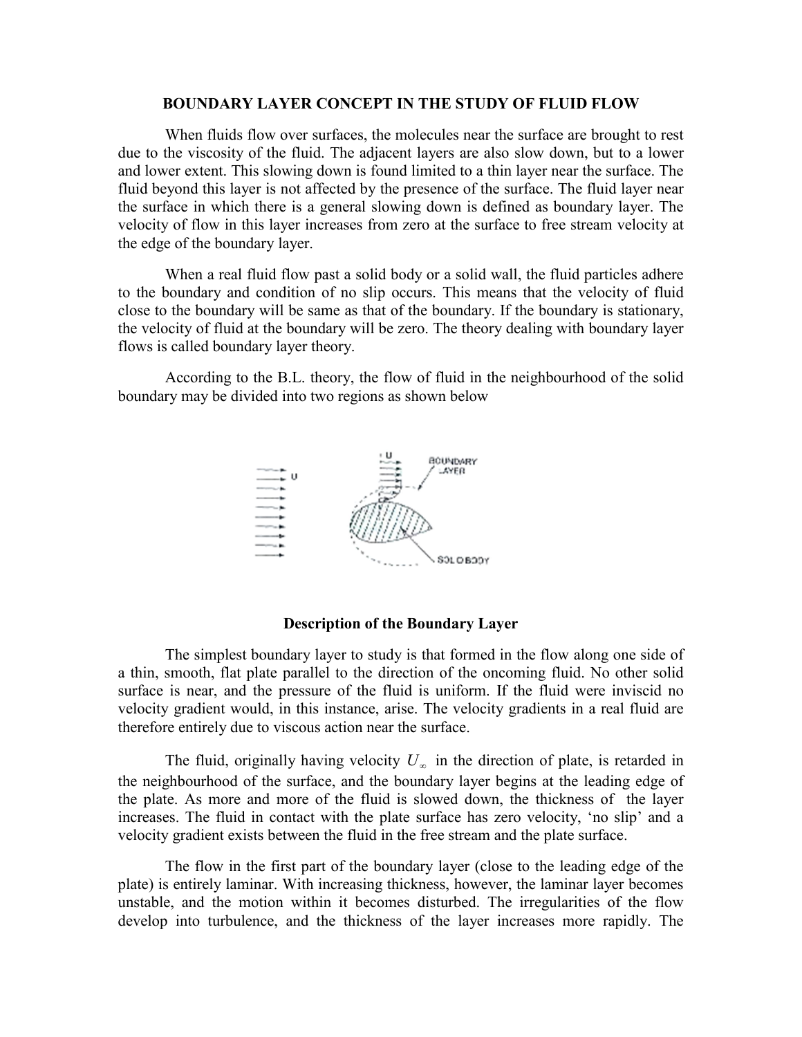### BOUNDARY LAYER CONCEPT IN THE STUDY OF FLUID FLOW

When fluids flow over surfaces, the molecules near the surface are brought to rest due to the viscosity of the fluid. The adjacent layers are also slow down, but to a lower and lower extent. This slowing down is found limited to a thin layer near the surface. The fluid beyond this layer is not affected by the presence of the surface. The fluid layer near the surface in which there is a general slowing down is defined as boundary layer. The velocity of flow in this layer increases from zero at the surface to free stream velocity at the edge of the boundary layer.

When a real fluid flow past a solid body or a solid wall, the fluid particles adhere to the boundary and condition of no slip occurs. This means that the velocity of fluid close to the boundary will be same as that of the boundary. If the boundary is stationary, the velocity of fluid at the boundary will be zero. The theory dealing with boundary layer flows is called boundary layer theory.

According to the B.L. theory, the flow of fluid in the neighbourhood of the solid boundary may be divided into two regions as shown below

#### Description of the Boundary Layer

The simplest boundary layer to study is that formed in the flow along one side of a thin, smooth, flat plate parallel to the direction of the oncoming fluid. No other solid surface is near, and the pressure of the fluid is uniform. If the fluid were inviscid no velocity gradient would, in this instance, arise. The velocity gradients in a real fluid are therefore entirely due to viscous action near the surface.

The fluid, originally having velocity $U_{\infty}$ in the direction of plate, is retarded in the neighbourhood of the surface, and the boundary layer begins at the leading edge of the plate. As more and more of the fluid is slowed down, the thickness of the layer increases. The fluid in contact with the plate surface has zero velocity, 'no slip' and a velocity gradient exists between the fluid in the free stream and the plate surface.

The flow in the first part of the boundary layer (close to the leading edge of the plate) is entirely laminar. With increasing thickness, however, the laminar layer becomes unstable, and the motion within it becomes disturbed. The irregularities of the flow develop into turbulence, and the thickness of the layer increases more rapidly. The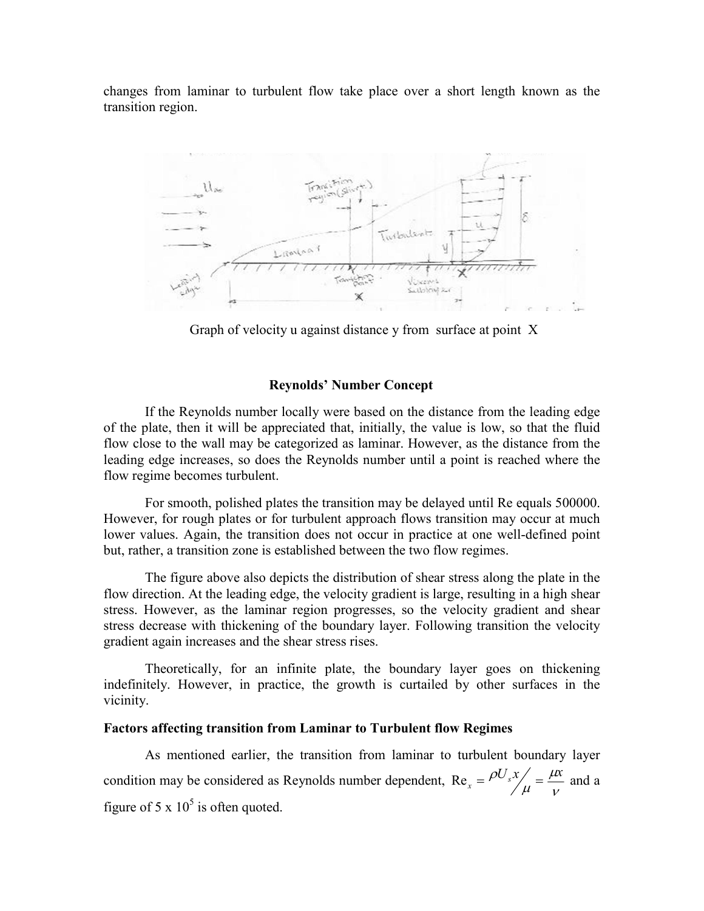changes from laminar to turbulent flow take place over a short length known as the transition region.

Graph of velocity u against distance y from surface at point X

### Reynolds' Number Concept

If the Reynolds number locally were based on the distance from the leading edge of the plate, then it will be appreciated that, initially, the value is low, so that the fluid flow close to the wall may be categorized as laminar. However, as the distance from the leading edge increases, so does the Reynolds number until a point is reached where the flow regime becomes turbulent.

For smooth, polished plates the transition may be delayed until Re equals 500000. However, for rough plates or for turbulent approach flows transition may occur at much lower values. Again, the transition does not occur in practice at one well-defined point but, rather, a transition zone is established between the two flow regimes.

The figure above also depicts the distribution of shear stress along the plate in the flow direction. At the leading edge, the velocity gradient is large, resulting in a high shear stress. However, as the laminar region progresses, so the velocity gradient and shear stress decrease with thickening of the boundary layer. Following transition the velocity gradient again increases and the shear stress rises.

Theoretically, for an infinite plate, the boundary layer goes on thickening indefinitely. However, in practice, the growth is curtailed by other surfaces in the vicinity.

**Factors affecting transition from Laminar to Turbulent flow Regimes**

As mentioned earlier, the transition from laminar to turbulent boundary layer condition may be considered as Reynolds number dependent, $\mathrm{Re}_x = \rho U_s x \big/ \mu = \frac{\mu x}{\nu}$ and a figure of 5 x $10^5$ is often quoted.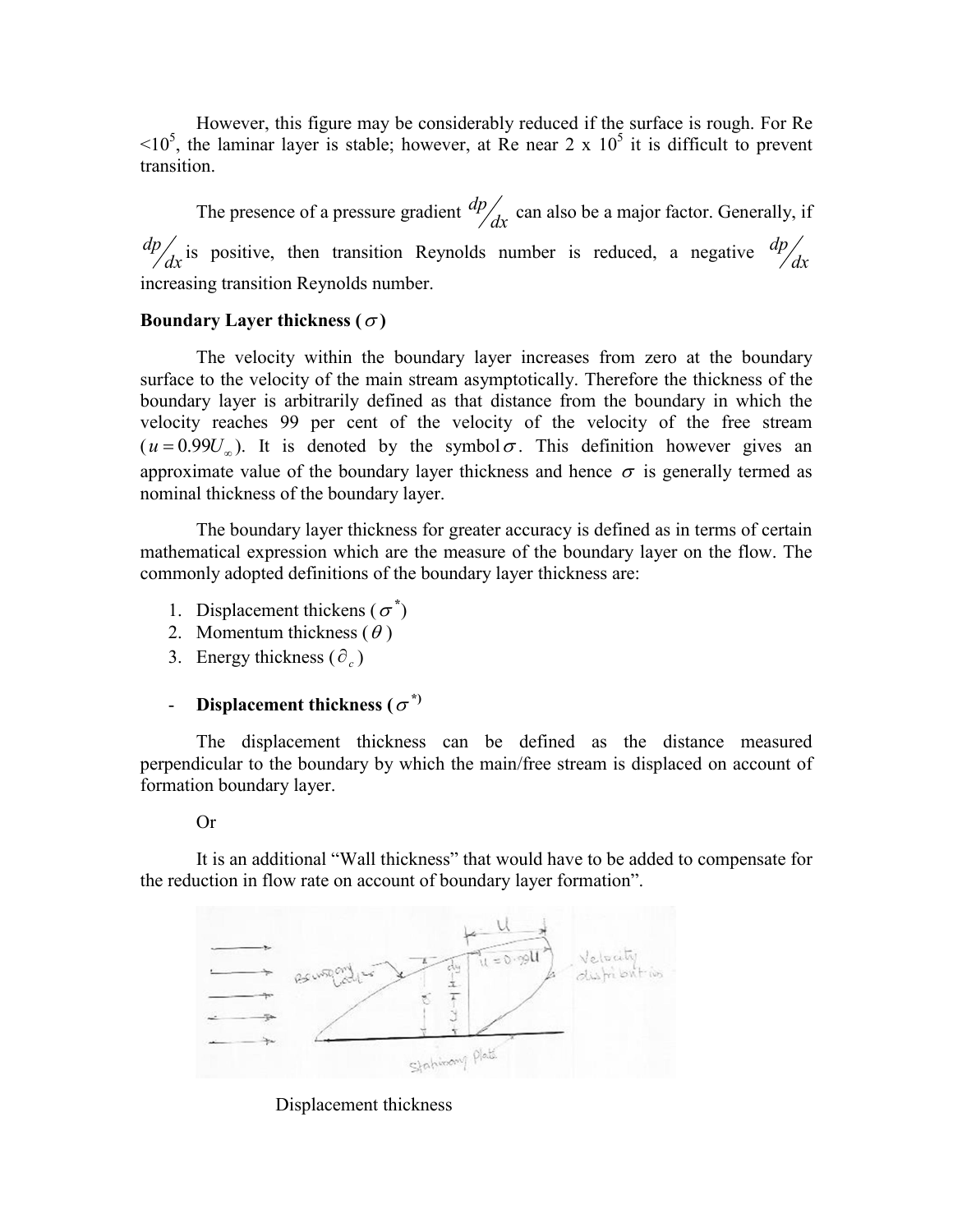However, this figure may be considerably reduced if the surface is rough. For Re $<10^5$, the laminar layer is stable; however, at Re near $2 \times 10^5$ it is difficult to prevent transition.

The presence of a pressure gradient $dp/dx$ can also be a major factor. Generally, if $dp/dx$ is positive, then transition Reynolds number is reduced, a negative $dp/dx$ increasing transition Reynolds number.

**Boundary Layer thickness ($\sigma$)**

The velocity within the boundary layer increases from zero at the boundary surface to the velocity of the main stream asymptotically. Therefore the thickness of the boundary layer is arbitrarily defined as that distance from the boundary in which the velocity reaches 99 per cent of the velocity of the velocity of the free stream ($u = 0.99U_\infty$). It is denoted by the symbol $\sigma$. This definition however gives an approximate value of the boundary layer thickness and hence $\sigma$ is generally termed as nominal thickness of the boundary layer.

The boundary layer thickness for greater accuracy is defined as in terms of certain mathematical expression which are the measure of the boundary layer on the flow. The commonly adopted definitions of the boundary layer thickness are:

1. Displacement thickens ($\sigma^*$)
2. Momentum thickness ($\theta$)
3. Energy thickness ($\partial_c$)

- **Displacement thickness ($\sigma^*$)**

The displacement thickness can be defined as the distance measured perpendicular to the boundary by which the main/free stream is displaced on account of formation boundary layer.

Or

It is an additional "Wall thickness" that would have to be added to compensate for the reduction in flow rate on account of boundary layer formation".

Displacement thickness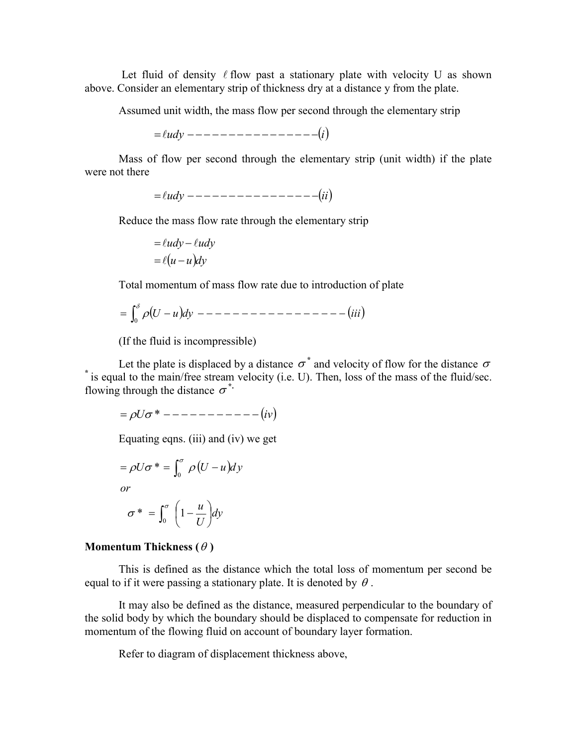Let fluid of density $\ell$ flow past a stationary plate with velocity U as shown above. Consider an elementary strip of thickness dry at a distance y from the plate.

Assumed unit width, the mass flow per second through the elementary strip

$$= \ell udy ----------------(i)$$

Mass of flow per second through the elementary strip (unit width) if the plate were not there

$$= \ell udy ----------------(ii)$$

Reduce the mass flow rate through the elementary strip

$$= \ell udy - \ell udy$$
$$= \ell(u-u)dy$$

Total momentum of mass flow rate due to introduction of plate

$$= \int_0^{\delta} \rho(U-u)dy -----------------(iii)$$

(If the fluid is incompressible)

Let the plate is displaced by a distance $\sigma^*$ and velocity of flow for the distance $\sigma^*$ is equal to the main/free stream velocity (i.e. U). Then, loss of the mass of the fluid/sec. flowing through the distance $\sigma^*$.

$$= \rho U\sigma^* -----------(iv)$$

Equating eqns. (iii) and (iv) we get

$$= \rho U\sigma^* = \int_0^{\sigma} \rho(U-u)dy$$

*or*

$$\sigma^* = \int_0^{\sigma} \left(1-\frac{u}{U}\right)dy$$

**Momentum Thickness ($\theta$)**

This is defined as the distance which the total loss of momentum per second be equal to if it were passing a stationary plate. It is denoted by $\theta$.

It may also be defined as the distance, measured perpendicular to the boundary of the solid body by which the boundary should be displaced to compensate for reduction in momentum of the flowing fluid on account of boundary layer formation.

Refer to diagram of displacement thickness above,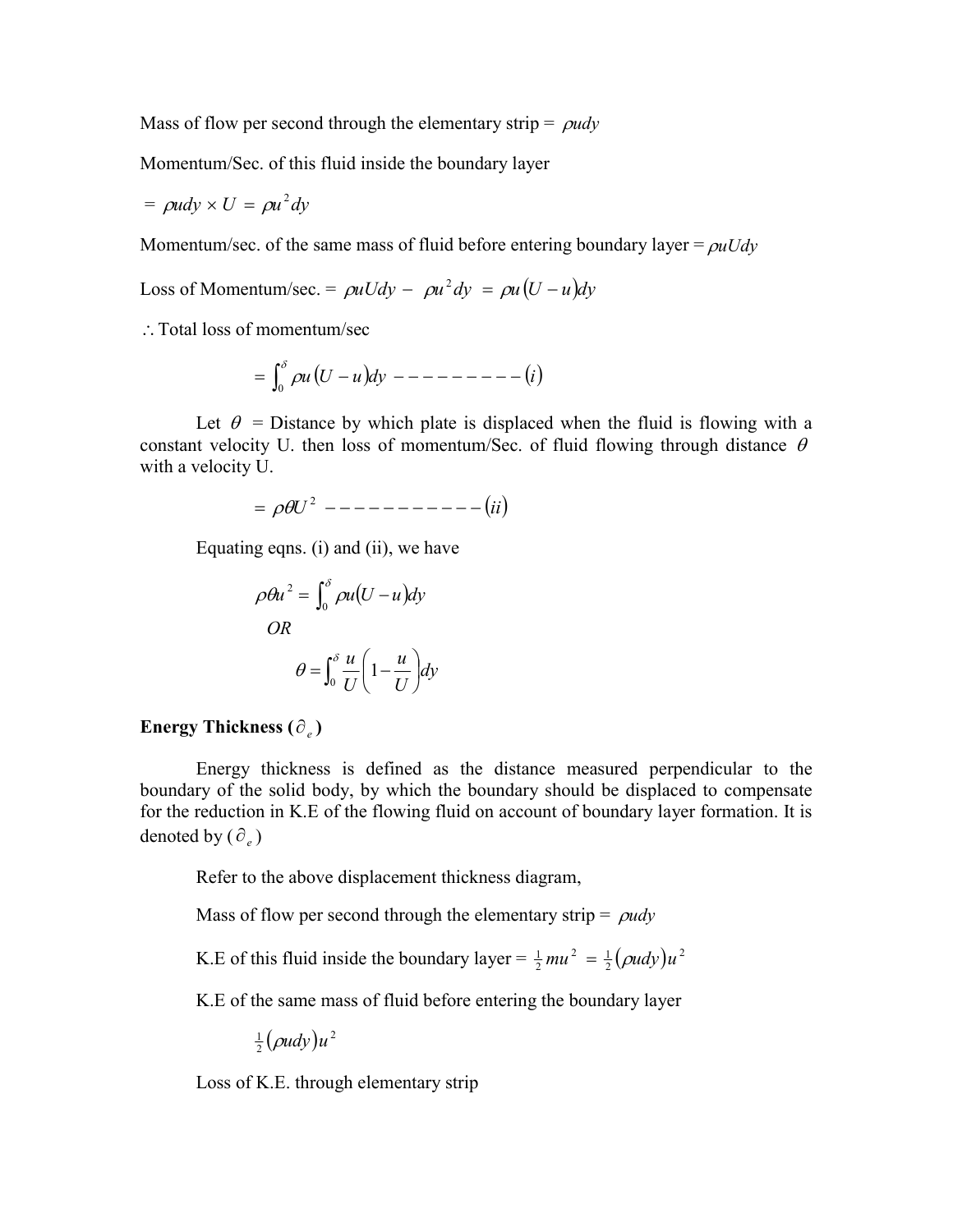Mass of flow per second through the elementary strip = $\rho u dy$

Momentum/Sec. of this fluid inside the boundary layer

$= \rho u dy \times U = \rho u^2 dy$

Momentum/sec. of the same mass of fluid before entering boundary layer = $\rho u U dy$

Loss of Momentum/sec. = $\rho u U dy - \rho u^2 dy = \rho u (U - u) dy$

$\therefore$ Total loss of momentum/sec

$$= \int_0^\delta \rho u (U - u) dy \text{ ---------- } (i)$$

Let $\theta$ = Distance by which plate is displaced when the fluid is flowing with a constant velocity U. then loss of momentum/Sec. of fluid flowing through distance $\theta$ with a velocity U.

$$= \rho \theta U^2 \text{ ------------ } (ii)$$

Equating eqns. (i) and (ii), we have

$$\rho \theta u^2 = \int_0^\delta \rho u (U - u) dy$$

OR

$$\theta = \int_0^\delta \frac{u}{U}\left(1 - \frac{u}{U}\right) dy$$

**Energy Thickness ($\partial_e$)**

Energy thickness is defined as the distance measured perpendicular to the boundary of the solid body, by which the boundary should be displaced to compensate for the reduction in K.E of the flowing fluid on account of boundary layer formation. It is denoted by ($\partial_e$)

Refer to the above displacement thickness diagram,

Mass of flow per second through the elementary strip = $\rho u dy$

K.E of this fluid inside the boundary layer = $\frac{1}{2} m u^2 = \frac{1}{2}(\rho u dy) u^2$

K.E of the same mass of fluid before entering the boundary layer

$\frac{1}{2}(\rho u dy) u^2$

Loss of K.E. through elementary strip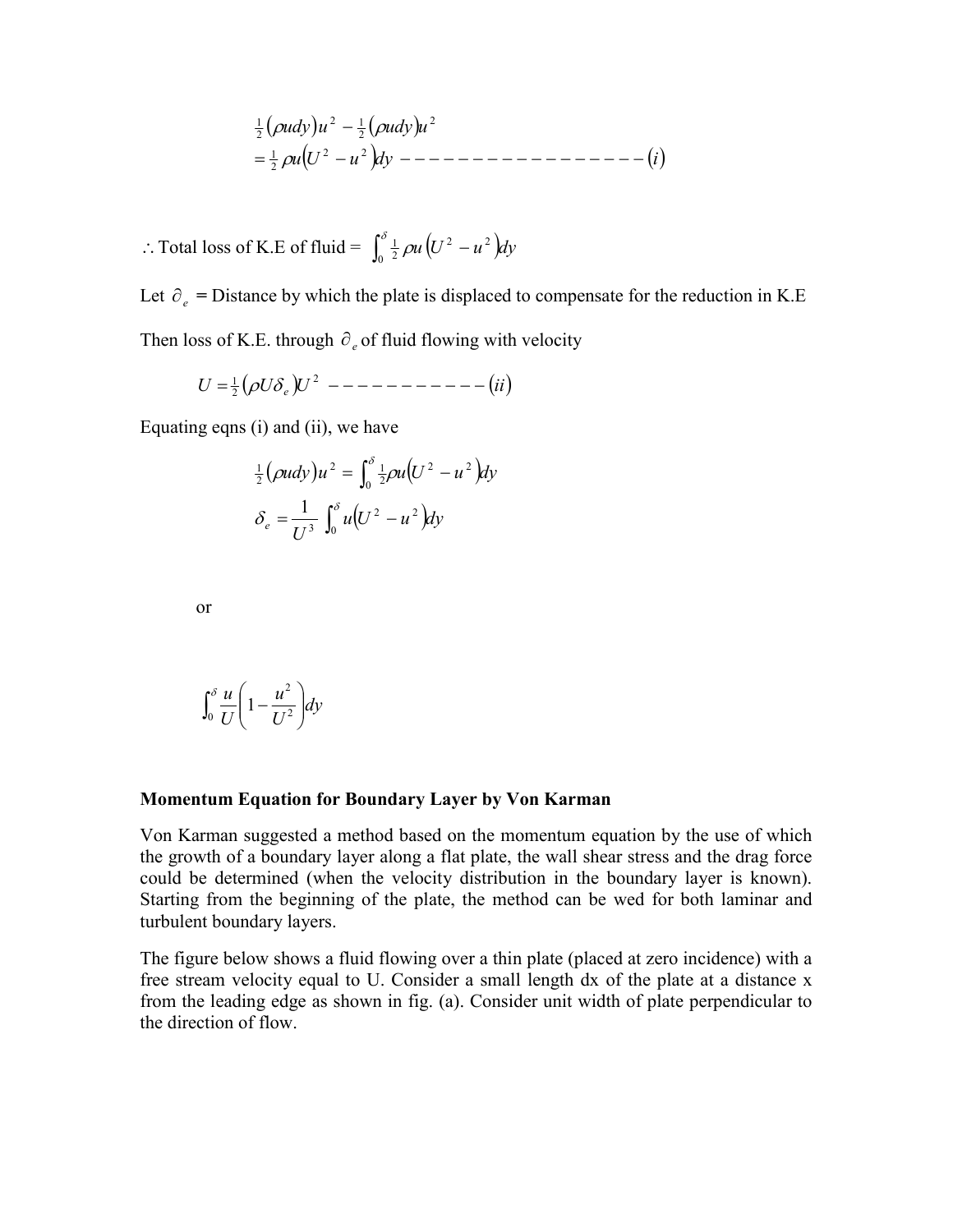$$\tfrac{1}{2}(\rho u dy)u^2 - \tfrac{1}{2}(\rho u dy)u^2$$
$$= \tfrac{1}{2}\rho u\left(U^2 - u^2\right)dy \text{ -----------------}(i)$$

$\therefore$ Total loss of K.E of fluid = $\int_0^{\delta} \tfrac{1}{2}\rho u\left(U^2 - u^2\right)dy$

Let $\partial_e$ = Distance by which the plate is displaced to compensate for the reduction in K.E

Then loss of K.E. through $\partial_e$ of fluid flowing with velocity

$$U = \tfrac{1}{2}(\rho U \delta_e)U^2 \text{ -----------}(ii)$$

Equating eqns (i) and (ii), we have

$$\tfrac{1}{2}(\rho u dy)u^2 = \int_0^{\delta} \tfrac{1}{2}\rho u\left(U^2 - u^2\right)dy$$

$$\delta_e = \frac{1}{U^3}\int_0^{\delta} u\left(U^2 - u^2\right)dy$$

or

$$\int_0^{\delta} \frac{u}{U}\left(1 - \frac{u^2}{U^2}\right)dy$$

### Momentum Equation for Boundary Layer by Von Karman

Von Karman suggested a method based on the momentum equation by the use of which the growth of a boundary layer along a flat plate, the wall shear stress and the drag force could be determined (when the velocity distribution in the boundary layer is known). Starting from the beginning of the plate, the method can be wed for both laminar and turbulent boundary layers.

The figure below shows a fluid flowing over a thin plate (placed at zero incidence) with a free stream velocity equal to U. Consider a small length dx of the plate at a distance x from the leading edge as shown in fig. (a). Consider unit width of plate perpendicular to the direction of flow.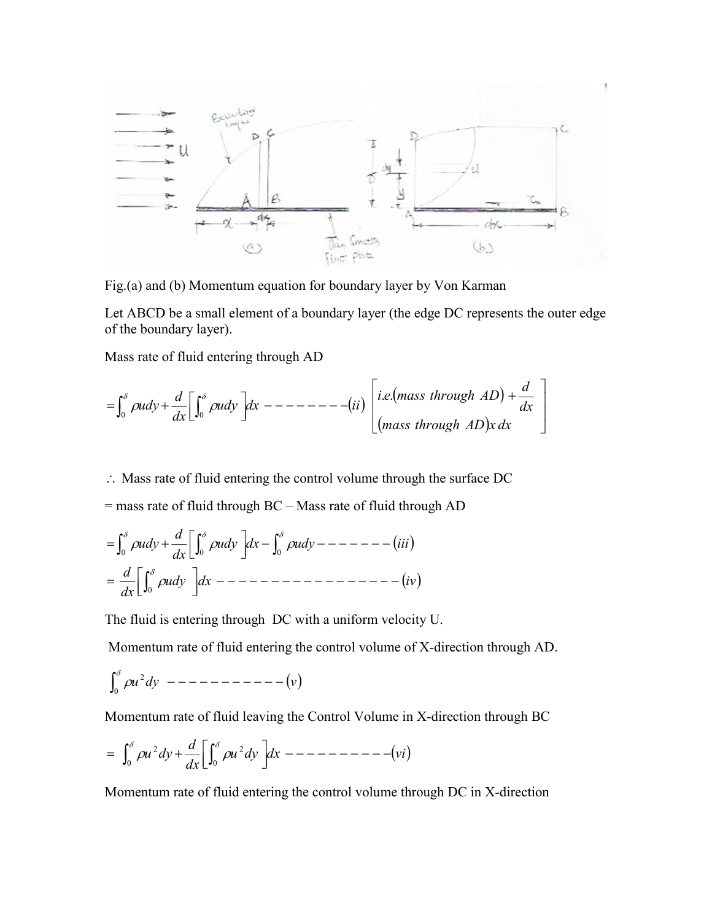Fig.(a) and (b) Momentum equation for boundary layer by Von Karman

Let ABCD be a small element of a boundary layer (the edge DC represents the outer edge of the boundary layer).

Mass rate of fluid entering through AD

$$= \int_0^{\delta} \rho u dy + \frac{d}{dx}\left[\int_0^{\delta} \rho u dy\right] dx \text{ --------} (ii) \quad \left[\begin{array}{l} i.e.(mass\ through\ AD) + \frac{d}{dx} \\ (mass\ through\ AD) x\, dx \end{array}\right]$$

$\therefore$ Mass rate of fluid entering the control volume through the surface DC

= mass rate of fluid through BC – Mass rate of fluid through AD

$$= \int_0^{\delta} \rho u dy + \frac{d}{dx}\left[\int_0^{\delta} \rho u dy\right] dx - \int_0^{\delta} \rho u dy \text{ -------} (iii)$$

$$= \frac{d}{dx}\left[\int_0^{\delta} \rho u dy\right] dx \text{ -----------------} (iv)$$

The fluid is entering through DC with a uniform velocity U.

Momentum rate of fluid entering the control volume of X-direction through AD.

$$\int_0^{\delta} \rho u^2 dy \text{ -----------} (v)$$

Momentum rate of fluid leaving the Control Volume in X-direction through BC

$$= \int_0^{\delta} \rho u^2 dy + \frac{d}{dx}\left[\int_0^{\delta} \rho u^2 dy\right] dx \text{ ----------} (vi)$$

Momentum rate of fluid entering the control volume through DC in X-direction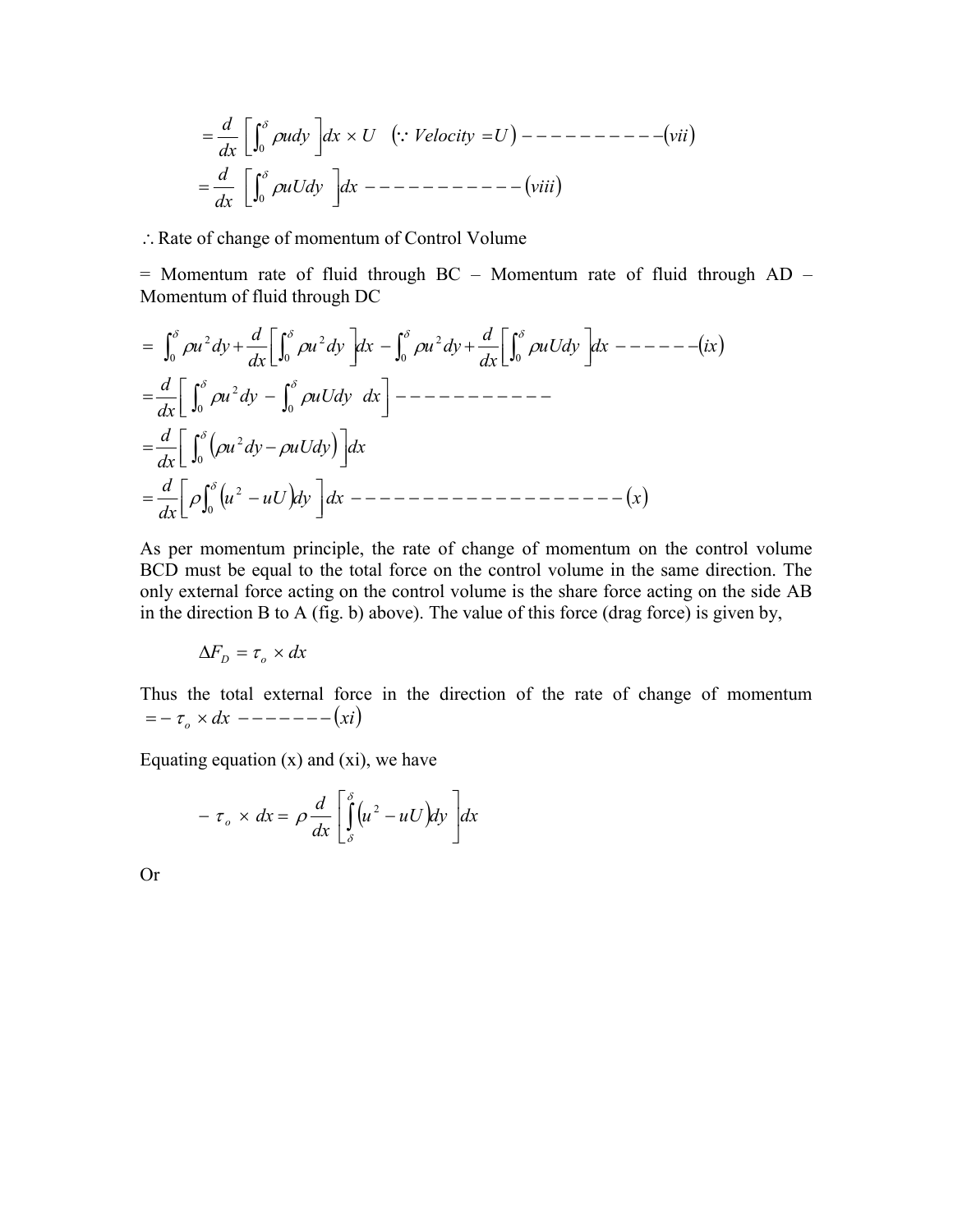$$= \frac{d}{dx}\left[\int_0^{\delta} \rho u dy\right] dx \times U \quad (\because Velocity = U) ----------(vii)$$

$$= \frac{d}{dx}\left[\int_0^{\delta} \rho u U dy\right] dx -----------(viii)$$

$\therefore$ Rate of change of momentum of Control Volume

= Momentum rate of fluid through BC – Momentum rate of fluid through AD – Momentum of fluid through DC

$$= \int_0^{\delta} \rho u^2 dy + \frac{d}{dx}\left[\int_0^{\delta} \rho u^2 dy\right] dx - \int_0^{\delta} \rho u^2 dy + \frac{d}{dx}\left[\int_0^{\delta} \rho u U dy\right] dx ------(ix)$$

$$= \frac{d}{dx}\left[\int_0^{\delta} \rho u^2 dy - \int_0^{\delta} \rho u U dy \;\; dx\right] -----------$$

$$= \frac{d}{dx}\left[\int_0^{\delta} \left(\rho u^2 dy - \rho u U dy\right)\right] dx$$

$$= \frac{d}{dx}\left[\rho \int_0^{\delta} \left(u^2 - uU\right) dy\right] dx ------------------(x)$$

As per momentum principle, the rate of change of momentum on the control volume BCD must be equal to the total force on the control volume in the same direction. The only external force acting on the control volume is the share force acting on the side AB in the direction B to A (fig. b) above). The value of this force (drag force) is given by,

$$\Delta F_D = \tau_o \times dx$$

Thus the total external force in the direction of the rate of change of momentum $= -\tau_o \times dx \; -------(xi)$

Equating equation (x) and (xi), we have

$$-\tau_o \times dx = \rho \frac{d}{dx}\left[\int_{\delta}^{\delta} \left(u^2 - uU\right) dy\right] dx$$

Or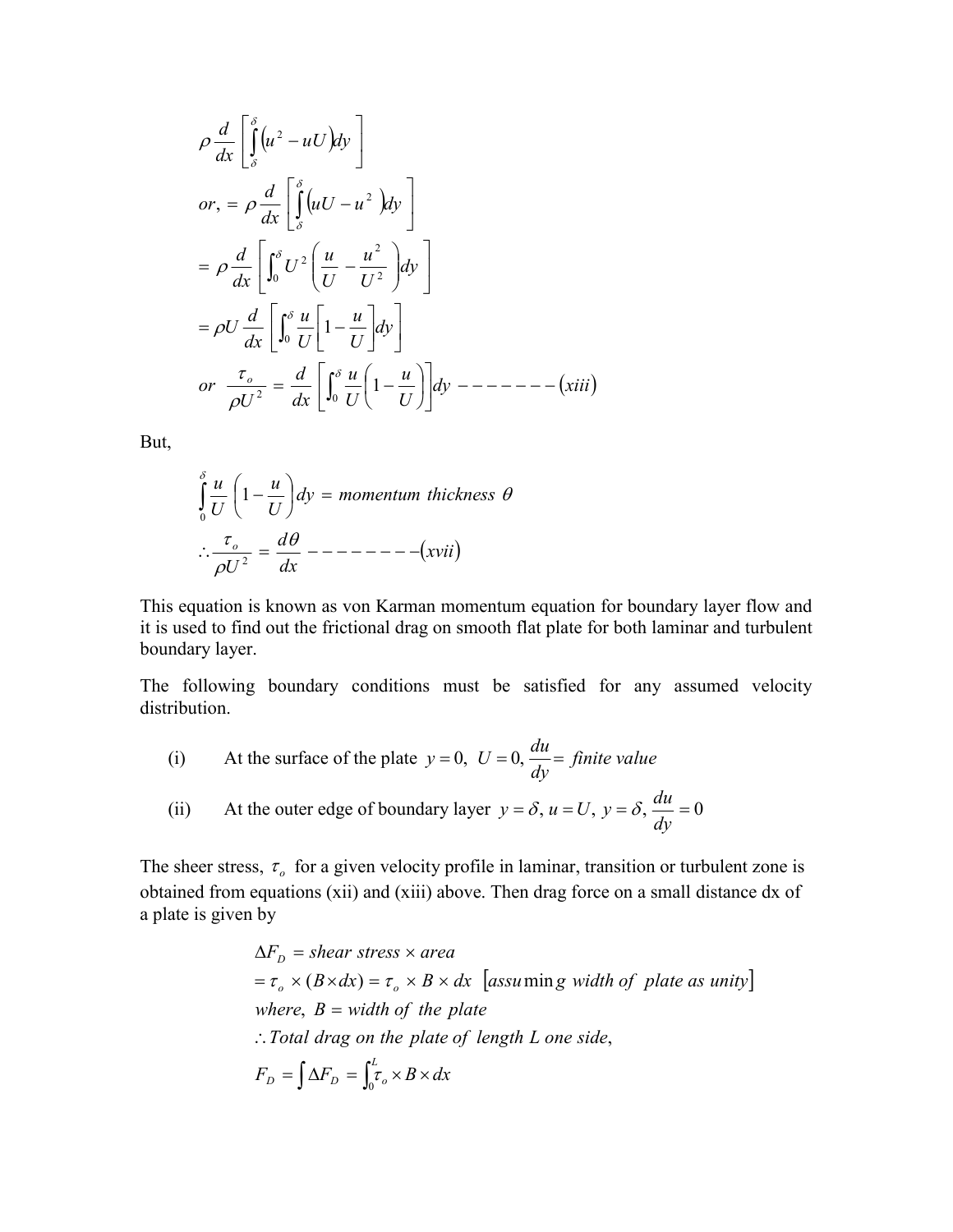$$\rho \frac{d}{dx}\left[\int_{\delta}^{\delta}\left(u^2 - uU\right)dy\right]$$

$$or, = \rho \frac{d}{dx}\left[\int_{\delta}^{\delta}\left(uU - u^2\right)dy\right]$$

$$= \rho \frac{d}{dx}\left[\int_0^{\delta} U^2\left(\frac{u}{U} - \frac{u^2}{U^2}\right)dy\right]$$

$$= \rho U \frac{d}{dx}\left[\int_0^{\delta} \frac{u}{U}\left[1 - \frac{u}{U}\right]dy\right]$$

$$or \ \ \frac{\tau_o}{\rho U^2} = \frac{d}{dx}\left[\int_0^{\delta} \frac{u}{U}\left(1 - \frac{u}{U}\right)\right]dy \ -------(xiii)$$

But,

$$\int_0^{\delta} \frac{u}{U}\left(1 - \frac{u}{U}\right)dy = momentum \ thickness \ \theta$$

$$\therefore \frac{\tau_o}{\rho U^2} = \frac{d\theta}{dx} \ --------(xvii)$$

This equation is known as von Karman momentum equation for boundary layer flow and it is used to find out the frictional drag on smooth flat plate for both laminar and turbulent boundary layer.

The following boundary conditions must be satisfied for any assumed velocity distribution.

(i) At the surface of the plate $y = 0, \ U = 0, \frac{du}{dy} = finite \ value$

(ii) At the outer edge of boundary layer $y = \delta, u = U, \ y = \delta, \frac{du}{dy} = 0$

The sheer stress, $\tau_o$ for a given velocity profile in laminar, transition or turbulent zone is obtained from equations (xii) and (xiii) above. Then drag force on a small distance dx of a plate is given by

$$\Delta F_D = shear \ stress \times area$$

$$= \tau_o \times (B \times dx) = \tau_o \times B \times dx \ \ [assuming \ width \ of \ plate \ as \ unity]$$

$$where, \ B = width \ of \ the \ plate$$

$$\therefore Total \ drag \ on \ the \ plate \ of \ length \ L \ one \ side,$$

$$F_D = \int \Delta F_D = \int_0^L \tau_o \times B \times dx$$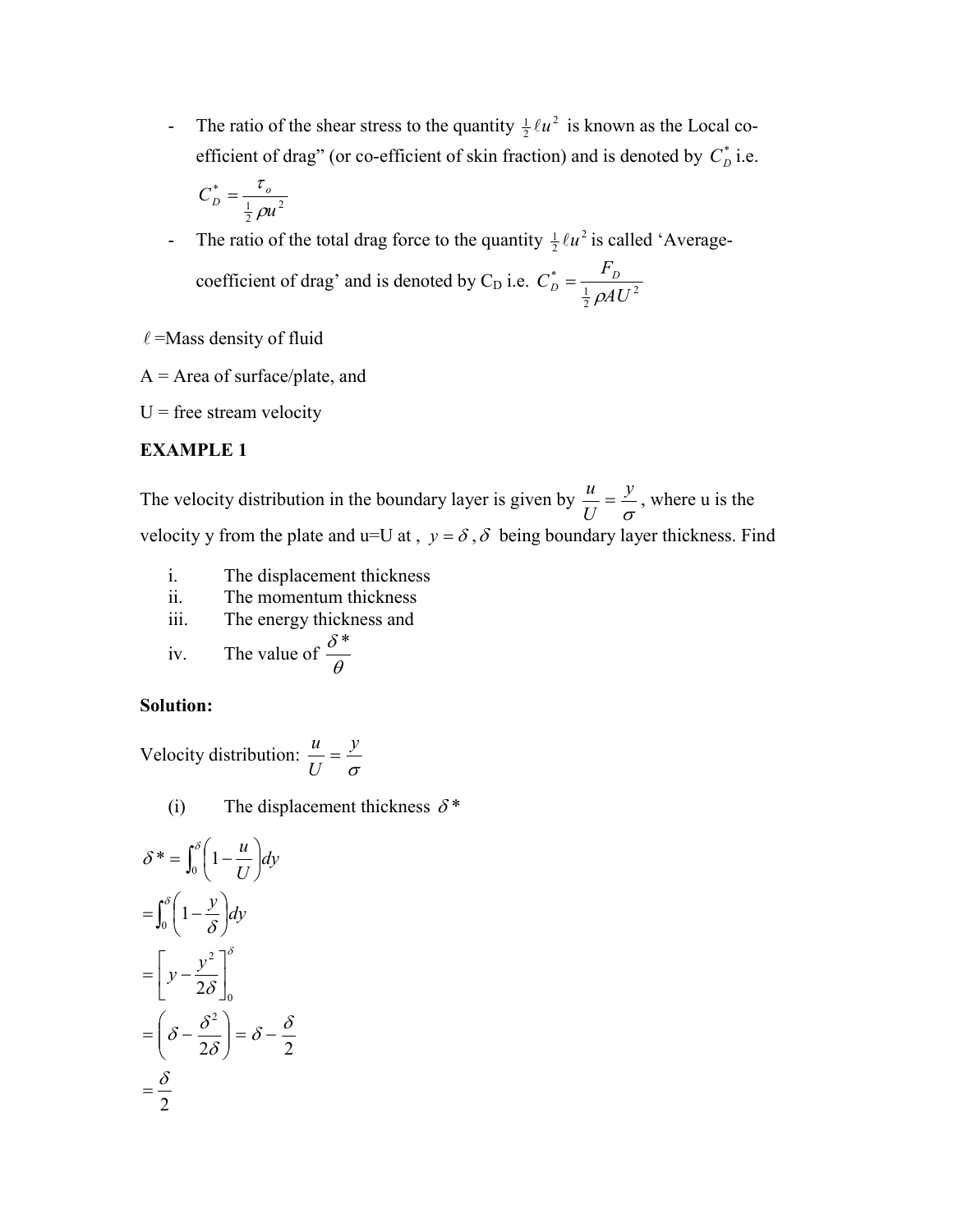- The ratio of the shear stress to the quantity $\frac{1}{2}\ell u^2$ is known as the Local co-efficient of drag" (or co-efficient of skin fraction) and is denoted by $C_D^*$ i.e.

  $$C_D^* = \frac{\tau_o}{\frac{1}{2}\rho u^2}$$

- The ratio of the total drag force to the quantity $\frac{1}{2}\ell u^2$ is called 'Average-coefficient of drag' and is denoted by $C_D$ i.e. $C_D^* = \frac{F_D}{\frac{1}{2}\rho A U^2}$

$\ell$ =Mass density of fluid

A = Area of surface/plate, and

U = free stream velocity

**EXAMPLE 1**

The velocity distribution in the boundary layer is given by $\frac{u}{U} = \frac{y}{\sigma}$, where u is the velocity y from the plate and u=U at , $y = \delta$ , $\delta$ being boundary layer thickness. Find

i. The displacement thickness
ii. The momentum thickness
iii. The energy thickness and
iv. The value of $\frac{\delta *}{\theta}$

**Solution:**

Velocity distribution: $\frac{u}{U} = \frac{y}{\sigma}$

(i) The displacement thickness $\delta *$

$$\delta * = \int_0^{\delta} \left(1 - \frac{u}{U}\right) dy$$

$$= \int_0^{\delta} \left(1 - \frac{y}{\delta}\right) dy$$

$$= \left[ y - \frac{y^2}{2\delta} \right]_0^{\delta}$$

$$= \left( \delta - \frac{\delta^2}{2\delta} \right) = \delta - \frac{\delta}{2}$$

$$= \frac{\delta}{2}$$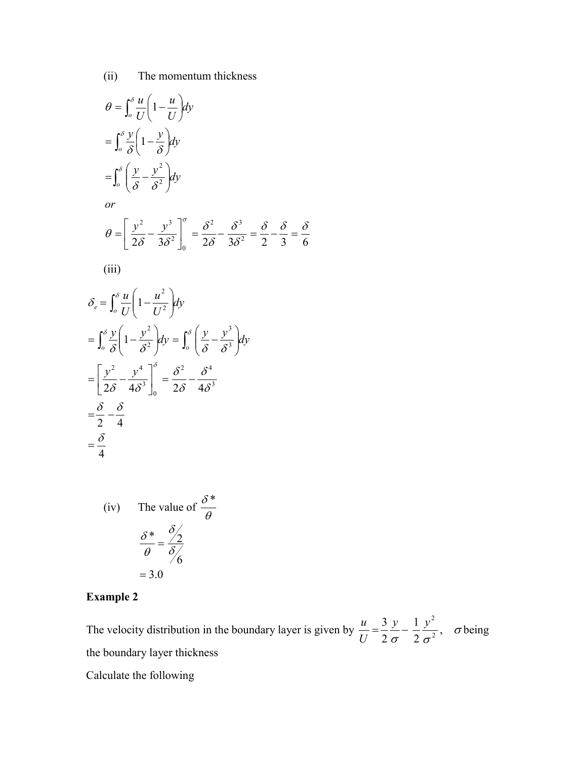(ii) The momentum thickness

$$\theta = \int_o^\delta \frac{u}{U}\left(1 - \frac{u}{U}\right)dy$$

$$= \int_o^\delta \frac{y}{\delta}\left(1 - \frac{y}{\delta}\right)dy$$

$$= \int_o^\delta \left(\frac{y}{\delta} - \frac{y^2}{\delta^2}\right)dy$$

*or*

$$\theta = \left[\frac{y^2}{2\delta} - \frac{y^3}{3\delta^2}\right]_0^\sigma = \frac{\delta^2}{2\delta} - \frac{\delta^3}{3\delta^2} = \frac{\delta}{2} - \frac{\delta}{3} = \frac{\delta}{6}$$

(iii)

$$\delta_e = \int_o^\delta \frac{u}{U}\left(1 - \frac{u^2}{U^2}\right)dy$$

$$= \int_o^\delta \frac{y}{\delta}\left(1 - \frac{y^2}{\delta^2}\right)dy = \int_o^\delta \left(\frac{y}{\delta} - \frac{y^3}{\delta^3}\right)dy$$

$$= \left[\frac{y^2}{2\delta} - \frac{y^4}{4\delta^3}\right]_0^\delta = \frac{\delta^2}{2\delta} - \frac{\delta^4}{4\delta^3}$$

$$= \frac{\delta}{2} - \frac{\delta}{4}$$

$$= \frac{\delta}{4}$$

(iv) The value of $\frac{\delta^*}{\theta}$

$$\frac{\delta^*}{\theta} = \frac{\delta/2}{\delta/6}$$

$$= 3.0$$

**Example 2**

The velocity distribution in the boundary layer is given by $\frac{u}{U} = \frac{3}{2}\frac{y}{\sigma} - \frac{1}{2}\frac{y^2}{\sigma^2}$, $\sigma$ being the boundary layer thickness

Calculate the following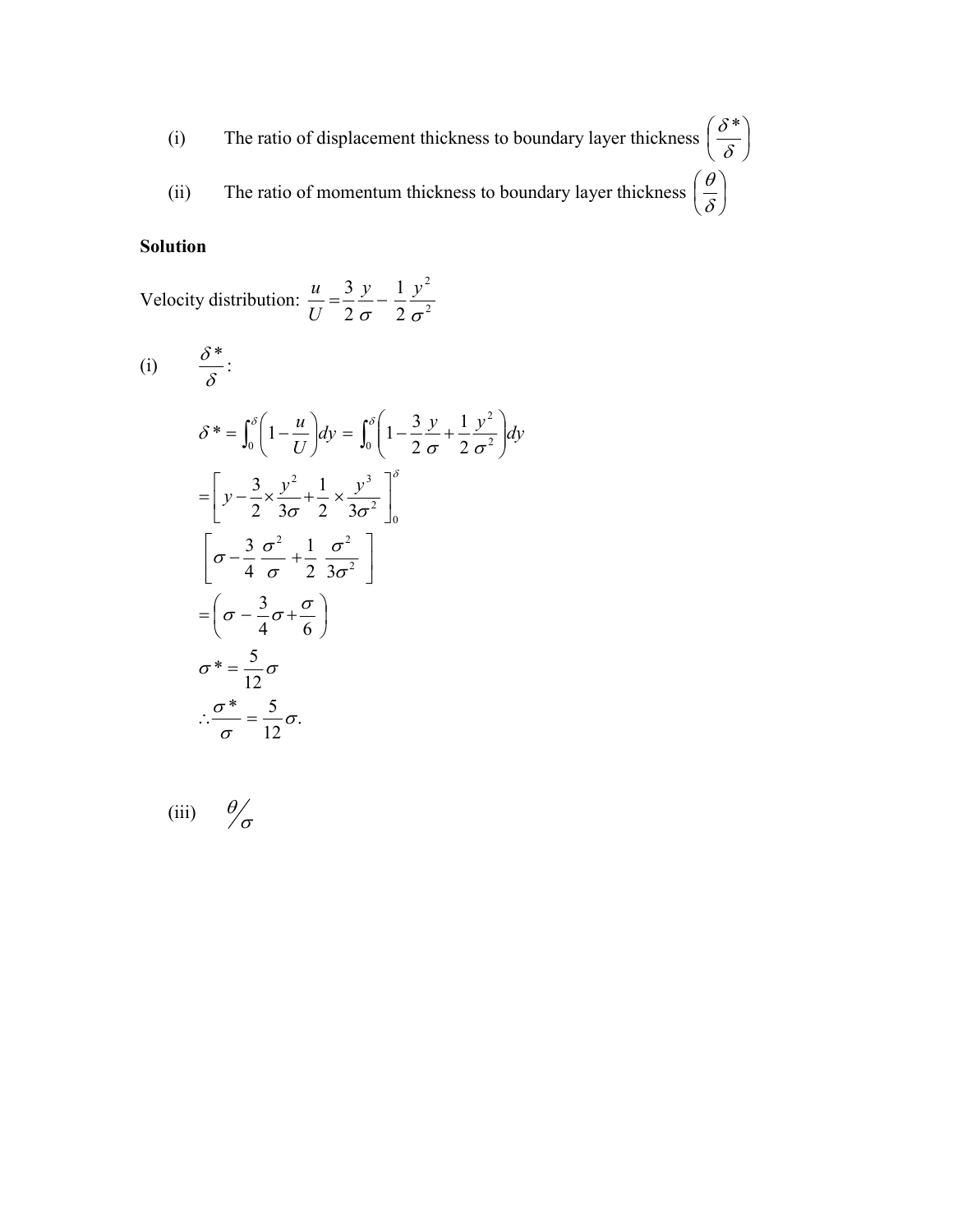(i) The ratio of displacement thickness to boundary layer thickness $\left(\frac{\delta *}{\delta}\right)$

(ii) The ratio of momentum thickness to boundary layer thickness $\left(\frac{\theta}{\delta}\right)$

**Solution**

Velocity distribution: $\frac{u}{U} = \frac{3}{2}\frac{y}{\sigma} - \frac{1}{2}\frac{y^2}{\sigma^2}$

(i) $\frac{\delta *}{\delta}$:

$$\delta * = \int_0^{\delta}\left(1 - \frac{u}{U}\right)dy = \int_0^{\delta}\left(1 - \frac{3}{2}\frac{y}{\sigma} + \frac{1}{2}\frac{y^2}{\sigma^2}\right)dy$$

$$= \left[y - \frac{3}{2} \times \frac{y^2}{3\sigma} + \frac{1}{2} \times \frac{y^3}{3\sigma^2}\right]_0^{\delta}$$

$$\left[\sigma - \frac{3}{4}\frac{\sigma^2}{\sigma} + \frac{1}{2}\frac{\sigma^2}{3\sigma^2}\right]$$

$$= \left(\sigma - \frac{3}{4}\sigma + \frac{\sigma}{6}\right)$$

$$\sigma * = \frac{5}{12}\sigma$$

$$\therefore \frac{\sigma *}{\sigma} = \frac{5}{12}\sigma.$$

(iii) $\theta/\sigma$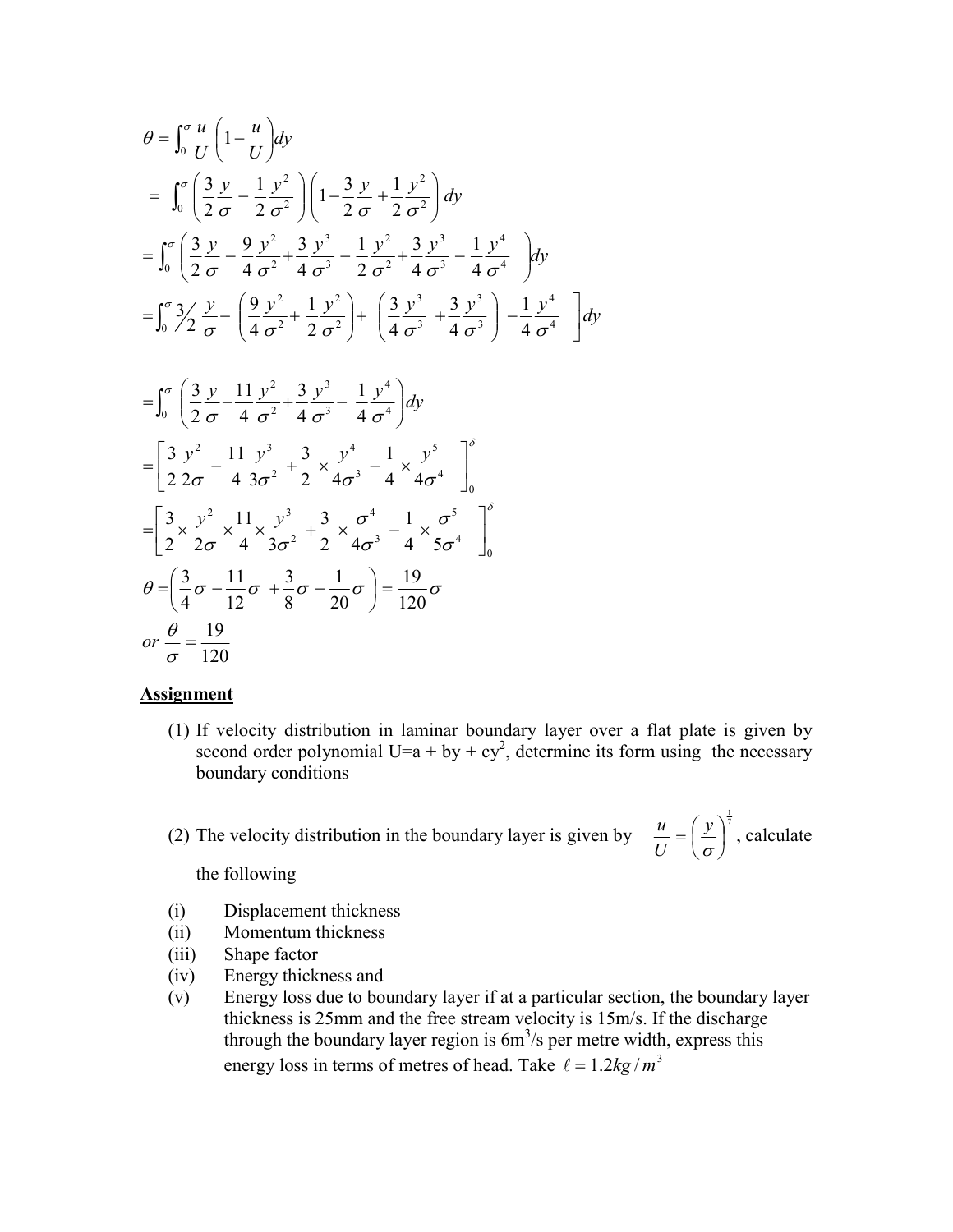$$\theta = \int_0^{\sigma} \frac{u}{U}\left(1 - \frac{u}{U}\right)dy$$

$$= \int_0^{\sigma} \left(\frac{3}{2}\frac{y}{\sigma} - \frac{1}{2}\frac{y^2}{\sigma^2}\right)\left(1 - \frac{3}{2}\frac{y}{\sigma} + \frac{1}{2}\frac{y^2}{\sigma^2}\right)dy$$

$$= \int_0^{\sigma} \left(\frac{3}{2}\frac{y}{\sigma} - \frac{9}{4}\frac{y^2}{\sigma^2} + \frac{3}{4}\frac{y^3}{\sigma^3} - \frac{1}{2}\frac{y^2}{\sigma^2} + \frac{3}{4}\frac{y^3}{\sigma^3} - \frac{1}{4}\frac{y^4}{\sigma^4}\right)dy$$

$$= \int_0^{\sigma} \left[ \frac{3}{2}\frac{y}{\sigma} - \left(\frac{9}{4}\frac{y^2}{\sigma^2} + \frac{1}{2}\frac{y^2}{\sigma^2}\right) + \left(\frac{3}{4}\frac{y^3}{\sigma^3} + \frac{3}{4}\frac{y^3}{\sigma^3}\right) - \frac{1}{4}\frac{y^4}{\sigma^4} \right]dy$$

$$= \int_0^{\sigma} \left(\frac{3}{2}\frac{y}{\sigma} - \frac{11}{4}\frac{y^2}{\sigma^2} + \frac{3}{4}\frac{y^3}{\sigma^3} - \frac{1}{4}\frac{y^4}{\sigma^4}\right)dy$$

$$= \left[\frac{3}{2}\frac{y^2}{2\sigma} - \frac{11}{4}\frac{y^3}{3\sigma^2} + \frac{3}{2} \times \frac{y^4}{4\sigma^3} - \frac{1}{4} \times \frac{y^5}{4\sigma^4}\right]_0^{\delta}$$

$$= \left[\frac{3}{2} \times \frac{y^2}{2\sigma} \times \frac{11}{4} \times \frac{y^3}{3\sigma^2} + \frac{3}{2} \times \frac{\sigma^4}{4\sigma^3} - \frac{1}{4} \times \frac{\sigma^5}{5\sigma^4}\right]_0^{\delta}$$

$$\theta = \left(\frac{3}{4}\sigma - \frac{11}{12}\sigma + \frac{3}{8}\sigma - \frac{1}{20}\sigma\right) = \frac{19}{120}\sigma$$

$$or\ \frac{\theta}{\sigma} = \frac{19}{120}$$

**Assignment**

(1) If velocity distribution in laminar boundary layer over a flat plate is given by second order polynomial $U = a + by + cy^2$, determine its form using the necessary boundary conditions

(2) The velocity distribution in the boundary layer is given by $\frac{u}{U} = \left(\frac{y}{\sigma}\right)^{\frac{1}{7}}$, calculate the following

(i) Displacement thickness
(ii) Momentum thickness
(iii) Shape factor
(iv) Energy thickness and
(v) Energy loss due to boundary layer if at a particular section, the boundary layer thickness is 25mm and the free stream velocity is 15m/s. If the discharge through the boundary layer region is $6m^3/s$ per metre width, express this energy loss in terms of metres of head. Take $\ell = 1.2kg/m^3$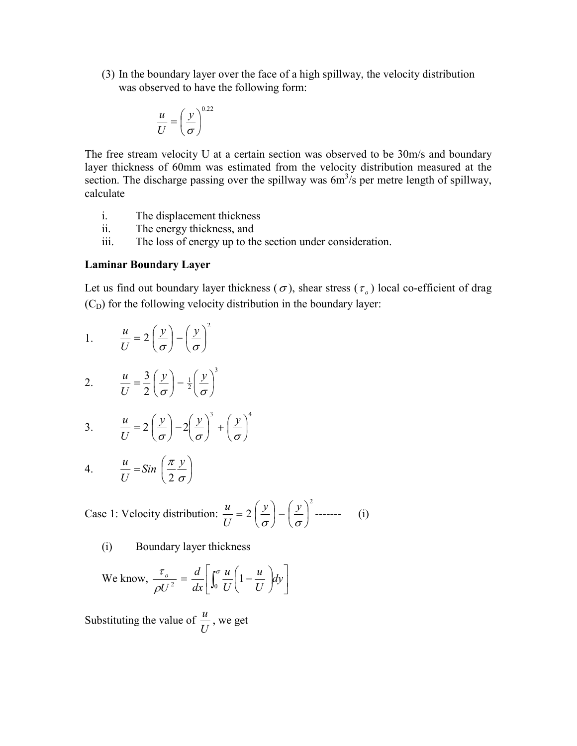(3) In the boundary layer over the face of a high spillway, the velocity distribution was observed to have the following form:

$$\frac{u}{U} = \left(\frac{y}{\sigma}\right)^{0.22}$$

The free stream velocity U at a certain section was observed to be 30m/s and boundary layer thickness of 60mm was estimated from the velocity distribution measured at the section. The discharge passing over the spillway was 6m$^3$/s per metre length of spillway, calculate

i. The displacement thickness
ii. The energy thickness, and
iii. The loss of energy up to the section under consideration.

**Laminar Boundary Layer**

Let us find out boundary layer thickness ($\sigma$), shear stress ($\tau_o$) local co-efficient of drag ($C_D$) for the following velocity distribution in the boundary layer:

1. $$\frac{u}{U} = 2\left(\frac{y}{\sigma}\right) - \left(\frac{y}{\sigma}\right)^2$$

2. $$\frac{u}{U} = \frac{3}{2}\left(\frac{y}{\sigma}\right) - \frac{1}{2}\left(\frac{y}{\sigma}\right)^3$$

3. $$\frac{u}{U} = 2\left(\frac{y}{\sigma}\right) - 2\left(\frac{y}{\sigma}\right)^3 + \left(\frac{y}{\sigma}\right)^4$$

4. $$\frac{u}{U} = Sin\left(\frac{\pi}{2}\frac{y}{\sigma}\right)$$

Case 1: Velocity distribution: $\frac{u}{U} = 2\left(\frac{y}{\sigma}\right) - \left(\frac{y}{\sigma}\right)^2$ ------- (i)

(i) Boundary layer thickness

We know, $$\frac{\tau_o}{\rho U^2} = \frac{d}{dx}\left[\int_0^\sigma \frac{u}{U}\left(1 - \frac{u}{U}\right)dy\right]$$

Substituting the value of $\frac{u}{U}$, we get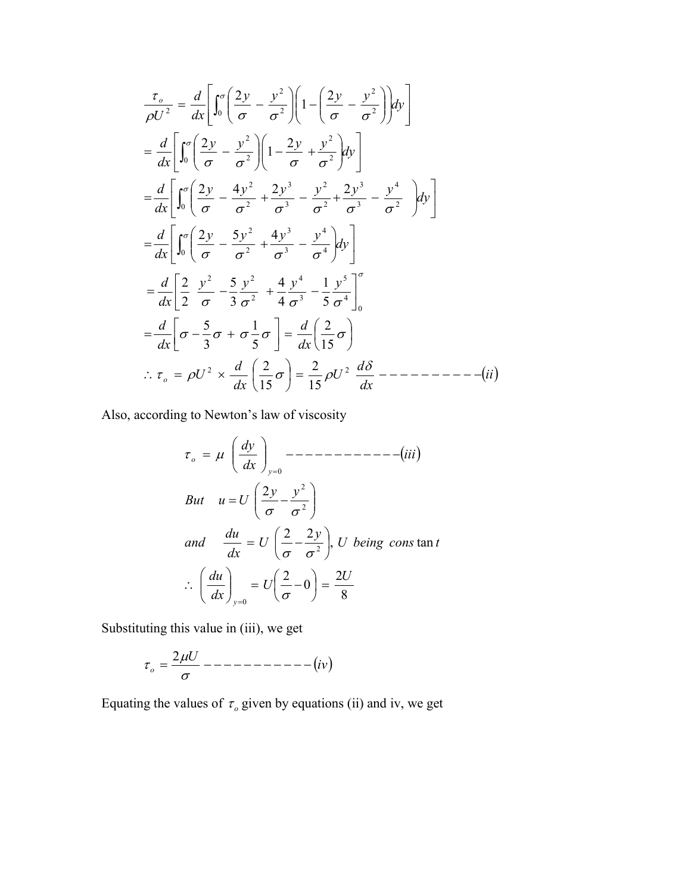$$\frac{\tau_o}{\rho U^2} = \frac{d}{dx}\left[\int_0^\sigma \left(\frac{2y}{\sigma} - \frac{y^2}{\sigma^2}\right)\left(1-\left(\frac{2y}{\sigma} - \frac{y^2}{\sigma^2}\right)\right)dy\right]$$

$$= \frac{d}{dx}\left[\int_0^\sigma \left(\frac{2y}{\sigma} - \frac{y^2}{\sigma^2}\right)\left(1-\frac{2y}{\sigma} + \frac{y^2}{\sigma^2}\right)dy\right]$$

$$= \frac{d}{dx}\left[\int_0^\sigma \left(\frac{2y}{\sigma} - \frac{4y^2}{\sigma^2} + \frac{2y^3}{\sigma^3} - \frac{y^2}{\sigma^2} + \frac{2y^3}{\sigma^3} - \frac{y^4}{\sigma^2}\right)dy\right]$$

$$= \frac{d}{dx}\left[\int_0^\sigma \left(\frac{2y}{\sigma} - \frac{5y^2}{\sigma^2} + \frac{4y^3}{\sigma^3} - \frac{y^4}{\sigma^4}\right)dy\right]$$

$$= \frac{d}{dx}\left[\frac{2}{2}\,\frac{y^2}{\sigma} - \frac{5}{3}\frac{y^2}{\sigma^2} + \frac{4}{4}\frac{y^4}{\sigma^3} - \frac{1}{5}\frac{y^5}{\sigma^4}\right]_0^\sigma$$

$$= \frac{d}{dx}\left[\sigma - \frac{5}{3}\sigma + \sigma\frac{1}{5}\sigma\right] = \frac{d}{dx}\left(\frac{2}{15}\sigma\right)$$

$$\therefore\ \tau_o = \rho U^2 \times \frac{d}{dx}\left(\frac{2}{15}\sigma\right) = \frac{2}{15}\rho U^2\ \frac{d\delta}{dx} \quad ----------(ii)$$

Also, according to Newton's law of viscosity

$$\tau_o = \mu\left(\frac{dy}{dx}\right)_{y=0} \quad -----------(iii)$$

$$But \quad u = U\left(\frac{2y}{\sigma} - \frac{y^2}{\sigma^2}\right)$$

$$and \quad \frac{du}{dx} = U\left(\frac{2}{\sigma} - \frac{2y}{\sigma^2}\right),\ U\ being\ constant$$

$$\therefore\ \left(\frac{du}{dx}\right)_{y=0} = U\left(\frac{2}{\sigma} - 0\right) = \frac{2U}{8}$$

Substituting this value in (iii), we get

$$\tau_o = \frac{2\mu U}{\sigma} \quad -----------(iv)$$

Equating the values of $\tau_o$ given by equations (ii) and iv, we get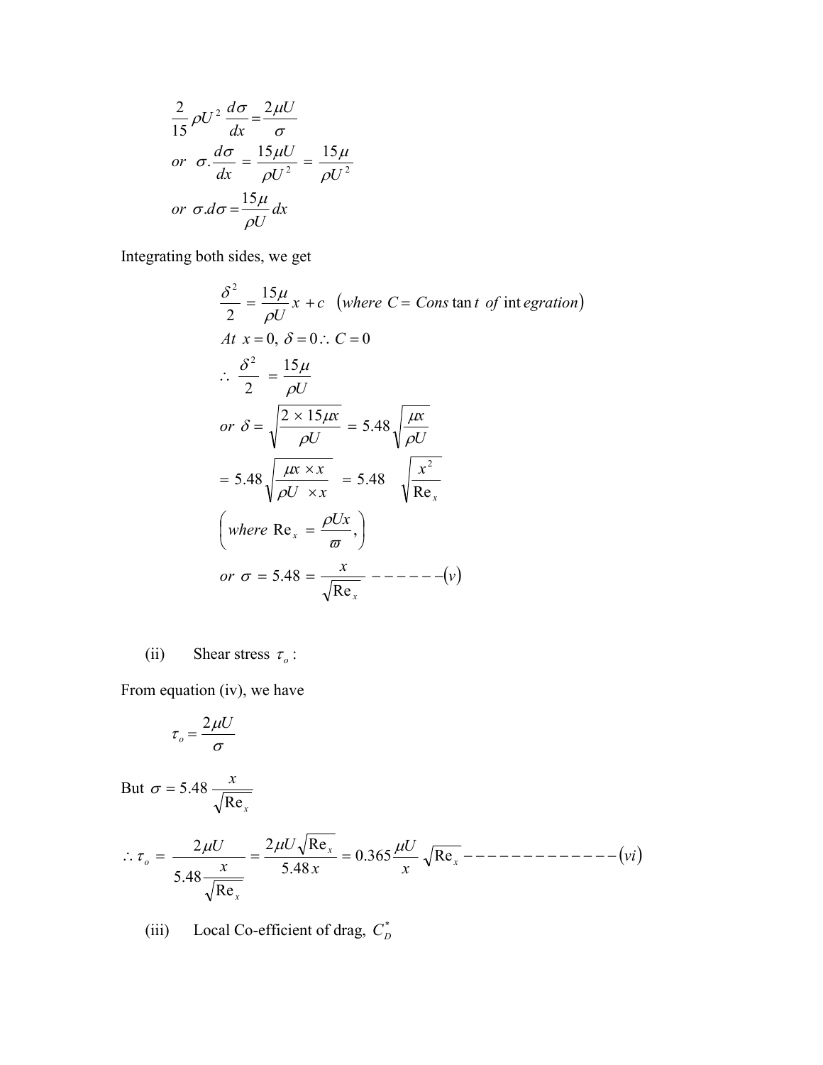$$\frac{2}{15}\rho U^2 \frac{d\sigma}{dx} = \frac{2\mu U}{\sigma}$$

$$or\ \ \sigma.\frac{d\sigma}{dx} = \frac{15\mu U}{\rho U^2} = \frac{15\mu}{\rho U^2}$$

$$or\ \sigma.d\sigma = \frac{15\mu}{\rho U}dx$$

Integrating both sides, we get

$$\frac{\delta^2}{2} = \frac{15\mu}{\rho U}x + c \quad (where\ C = Cons\tan t\ \ of\ \text{int}\,egration)$$

$$At\ \ x = 0,\ \delta = 0 \therefore\ C = 0$$

$$\therefore\ \frac{\delta^2}{2} = \frac{15\mu}{\rho U}$$

$$or\ \ \delta = \sqrt{\frac{2 \times 15\mu x}{\rho U}} = 5.48\sqrt{\frac{\mu x}{\rho U}}$$

$$= 5.48\sqrt{\frac{\mu x \times x}{\rho U\ \ \times x}} = 5.48 \quad \sqrt{\frac{x^2}{\text{Re}_x}}$$

$$\left(where\ \text{Re}_x = \frac{\rho U x}{\varpi},\right)$$

$$or\ \ \sigma = 5.48 = \frac{x}{\sqrt{\text{Re}_x}} \text{------}(v)$$

(ii) Shear stress $\tau_o$:

From equation (iv), we have

$$\tau_o = \frac{2\mu U}{\sigma}$$

But $\sigma = 5.48\ \dfrac{x}{\sqrt{\text{Re}_x}}$

$$\therefore \tau_o = \frac{2\mu U}{5.48\dfrac{x}{\sqrt{\text{Re}_x}}} = \frac{2\mu U\sqrt{\text{Re}_x}}{5.48\,x} = 0.365\frac{\mu U}{x}\sqrt{\text{Re}_x} \text{-------------}(vi)$$

(iii) Local Co-efficient of drag, $C_D^*$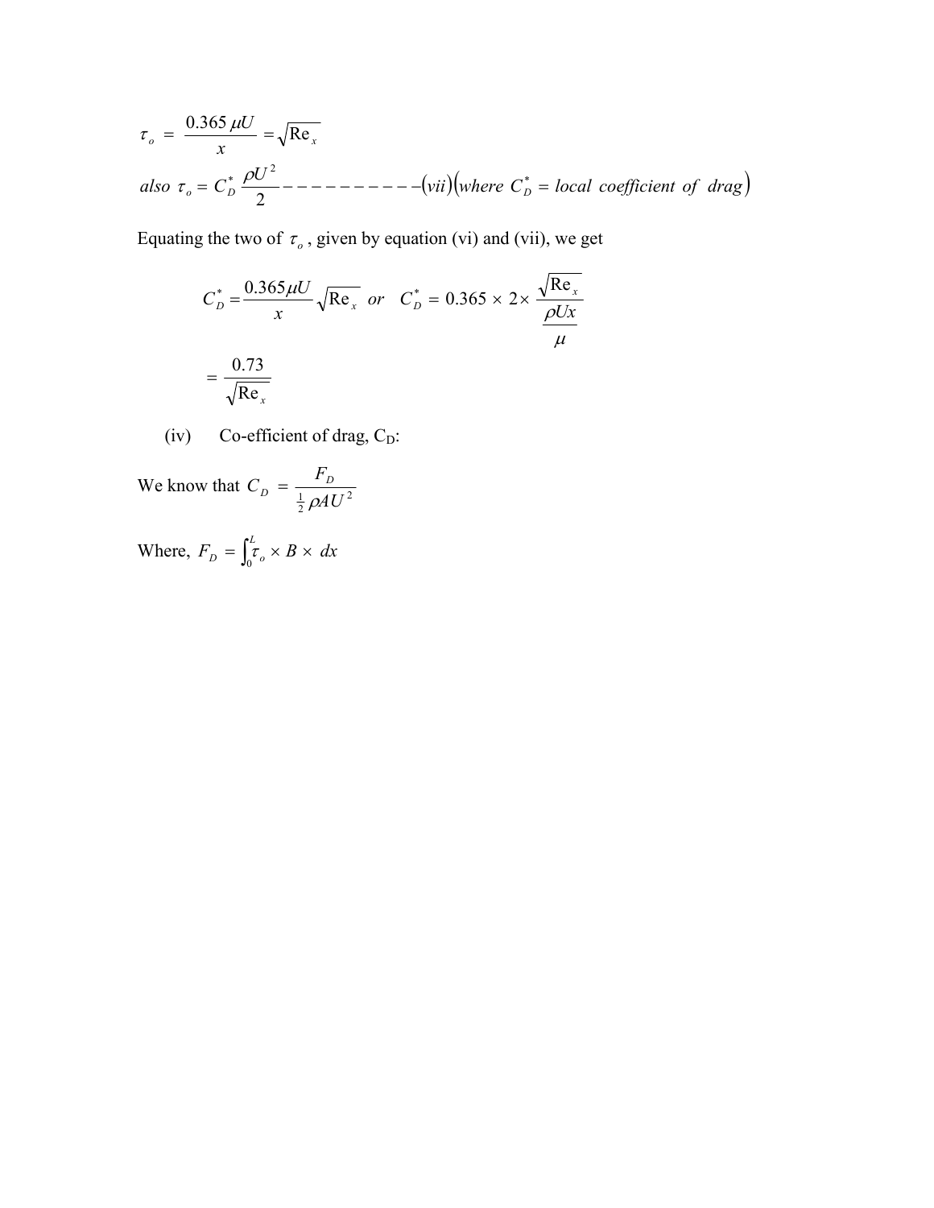$$\tau_o = \frac{0.365\,\mu U}{x} = \sqrt{\text{Re}_x}$$

$$also\ \tau_o = C_D^* \frac{\rho U^2}{2} ----------(vii)\left(where\ C_D^* = local\ coefficient\ of\ drag\right)$$

Equating the two of $\tau_o$, given by equation (vi) and (vii), we get

$$C_D^* = \frac{0.365\mu U}{x}\sqrt{\text{Re}_x} \quad or \quad C_D^* = 0.365 \times 2 \times \frac{\sqrt{\text{Re}_x}}{\frac{\rho U x}{\mu}}$$

$$= \frac{0.73}{\sqrt{\text{Re}_x}}$$

(iv) Co-efficient of drag, $C_D$:

We know that $C_D = \dfrac{F_D}{\frac{1}{2}\rho A U^2}$

Where, $F_D = \int_0^L \tau_o \times B \times dx$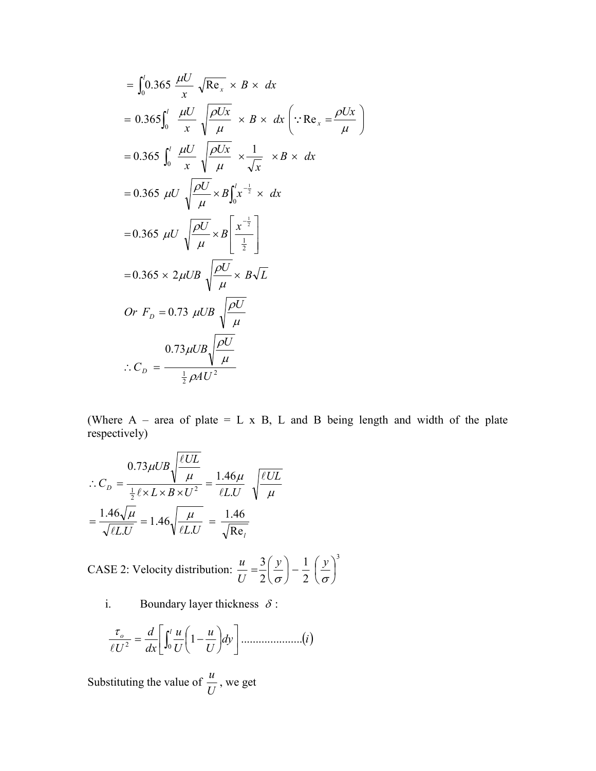$$= \int_0^l 0.365 \ \frac{\mu U}{x} \ \sqrt{\mathrm{Re}_x} \ \times \ B \times \ dx$$

$$= 0.365 \int_0^l \ \frac{\mu U}{x} \ \sqrt{\frac{\rho U x}{\mu}} \ \times \ B \times \ dx \ \left( \because \mathrm{Re}_x = \frac{\rho U x}{\mu} \right)$$

$$= 0.365 \ \int_0^l \ \frac{\mu U}{x} \ \sqrt{\frac{\rho U x}{\mu}} \ \times \frac{1}{\sqrt{x}} \ \times B \times \ dx$$

$$= 0.365 \ \mu U \ \sqrt{\frac{\rho U}{\mu}} \times B \int_0^l x^{-\frac{1}{2}} \ \times \ dx$$

$$= 0.365 \ \mu U \ \sqrt{\frac{\rho U}{\mu}} \times B \left[ \frac{x^{-\frac{1}{2}}}{\frac{1}{2}} \right]$$

$$= 0.365 \times 2 \mu U B \ \sqrt{\frac{\rho U}{\mu}} \times \ B \sqrt{L}$$

$$Or \ \ F_D = 0.73 \ \mu U B \ \sqrt{\frac{\rho U}{\mu}}$$

$$\therefore C_D \ = \ \frac{0.73 \mu U B \sqrt{\dfrac{\rho U}{\mu}}}{\frac{1}{2} \rho A U^2}$$

(Where A – area of plate = L x B, L and B being length and width of the plate respectively)

$$\therefore C_D \ = \frac{0.73 \mu U B \sqrt{\dfrac{\ell U L}{\mu}}}{\frac{1}{2} \ell \times L \times B \times U^2} = \frac{1.46 \mu}{\ell L.U} \ \sqrt{\frac{\ell U L}{\mu}}$$

$$= \frac{1.46 \sqrt{\mu}}{\sqrt{\ell L.U}} = 1.46 \sqrt{\frac{\mu}{\ell L.U}} \ = \ \frac{1.46}{\sqrt{\mathrm{Re}_l}}$$

CASE 2: Velocity distribution: $\dfrac{u}{U} = \dfrac{3}{2}\left(\dfrac{y}{\sigma}\right) - \dfrac{1}{2}\left(\dfrac{y}{\sigma}\right)^3$

i. Boundary layer thickness $\delta$ :

$$\frac{\tau_o}{\ell U^2} = \frac{d}{dx}\left[ \int_0^l \frac{u}{U}\left(1 - \frac{u}{U}\right) dy \right] \ldots\ldots\ldots\ldots\ldots\ldots..(i)$$

Substituting the value of $\dfrac{u}{U}$, we get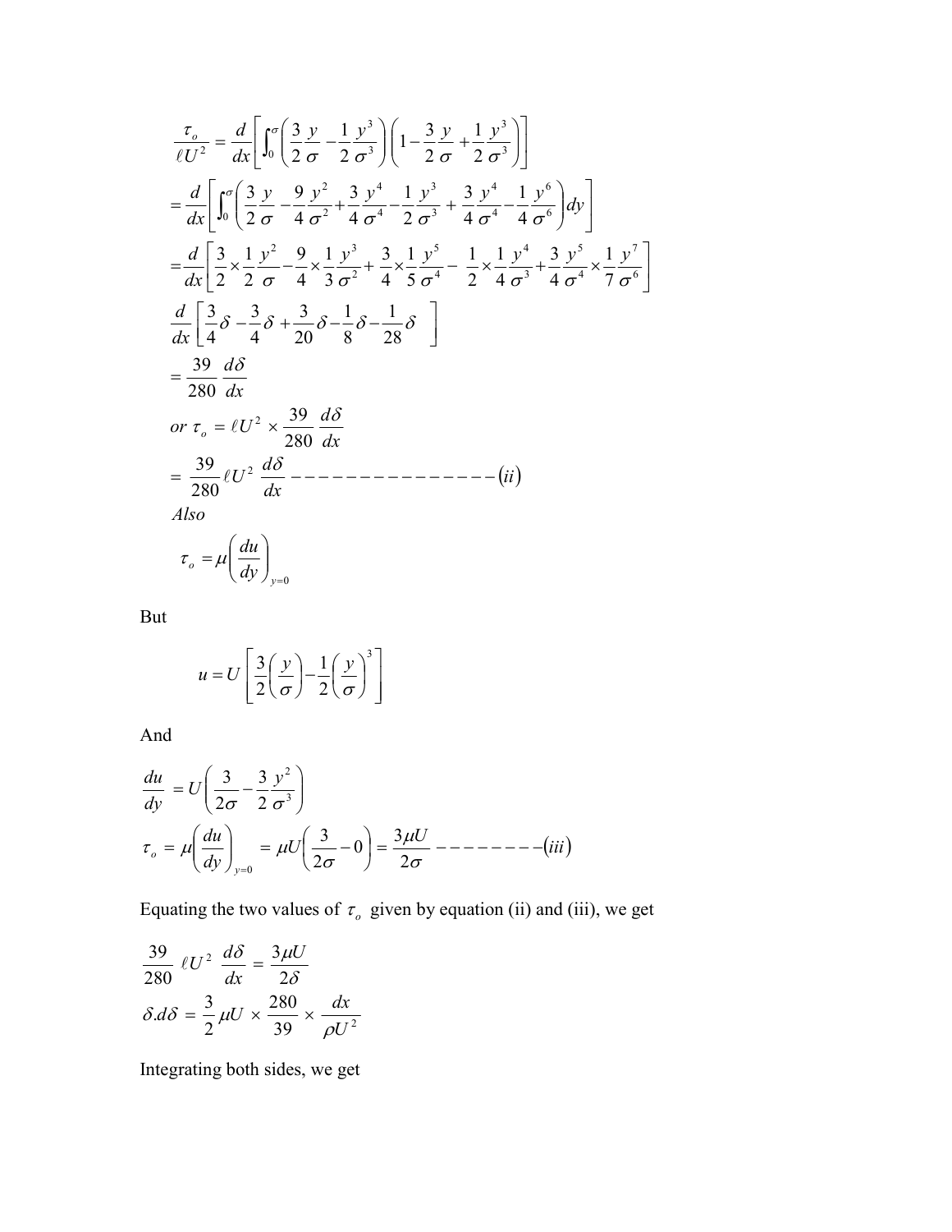$$\frac{\tau_o}{\ell U^2} = \frac{d}{dx}\left[\int_0^{\sigma}\left(\frac{3}{2}\frac{y}{\sigma} - \frac{1}{2}\frac{y^3}{\sigma^3}\right)\left(1 - \frac{3}{2}\frac{y}{\sigma} + \frac{1}{2}\frac{y^3}{\sigma^3}\right)\right]$$

$$= \frac{d}{dx}\left[\int_0^{\sigma}\left(\frac{3}{2}\frac{y}{\sigma} - \frac{9}{4}\frac{y^2}{\sigma^2} + \frac{3}{4}\frac{y^4}{\sigma^4} - \frac{1}{2}\frac{y^3}{\sigma^3} + \frac{3}{4}\frac{y^4}{\sigma^4} - \frac{1}{4}\frac{y^6}{\sigma^6}\right)dy\right]$$

$$= \frac{d}{dx}\left[\frac{3}{2}\times\frac{1}{2}\frac{y^2}{\sigma} - \frac{9}{4}\times\frac{1}{3}\frac{y^3}{\sigma^2} + \frac{3}{4}\times\frac{1}{5}\frac{y^5}{\sigma^4} - \frac{1}{2}\times\frac{1}{4}\frac{y^4}{\sigma^3} + \frac{3}{4}\frac{y^5}{\sigma^4}\times\frac{1}{7}\frac{y^7}{\sigma^6}\right]$$

$$\frac{d}{dx}\left[\frac{3}{4}\delta - \frac{3}{4}\delta + \frac{3}{20}\delta - \frac{1}{8}\delta - \frac{1}{28}\delta\right]$$

$$= \frac{39}{280}\frac{d\delta}{dx}$$

$$or\ \tau_o = \ell U^2 \times \frac{39}{280}\frac{d\delta}{dx}$$

$$= \frac{39}{280}\ell U^2\frac{d\delta}{dx} \text{ --------------- } (ii)$$

*Also*

$$\tau_o = \mu\left(\frac{du}{dy}\right)_{y=0}$$

But

$$u = U\left[\frac{3}{2}\left(\frac{y}{\sigma}\right) - \frac{1}{2}\left(\frac{y}{\sigma}\right)^3\right]$$

And

$$\frac{du}{dy} = U\left(\frac{3}{2\sigma} - \frac{3}{2}\frac{y^2}{\sigma^3}\right)$$

$$\tau_o = \mu\left(\frac{du}{dy}\right)_{y=0} = \mu U\left(\frac{3}{2\sigma} - 0\right) = \frac{3\mu U}{2\sigma} \text{ -------- } (iii)$$

Equating the two values of $\tau_o$ given by equation (ii) and (iii), we get

$$\frac{39}{280}\ell U^2\frac{d\delta}{dx} = \frac{3\mu U}{2\delta}$$

$$\delta . d\delta = \frac{3}{2}\mu U \times \frac{280}{39} \times \frac{dx}{\rho U^2}$$

Integrating both sides, we get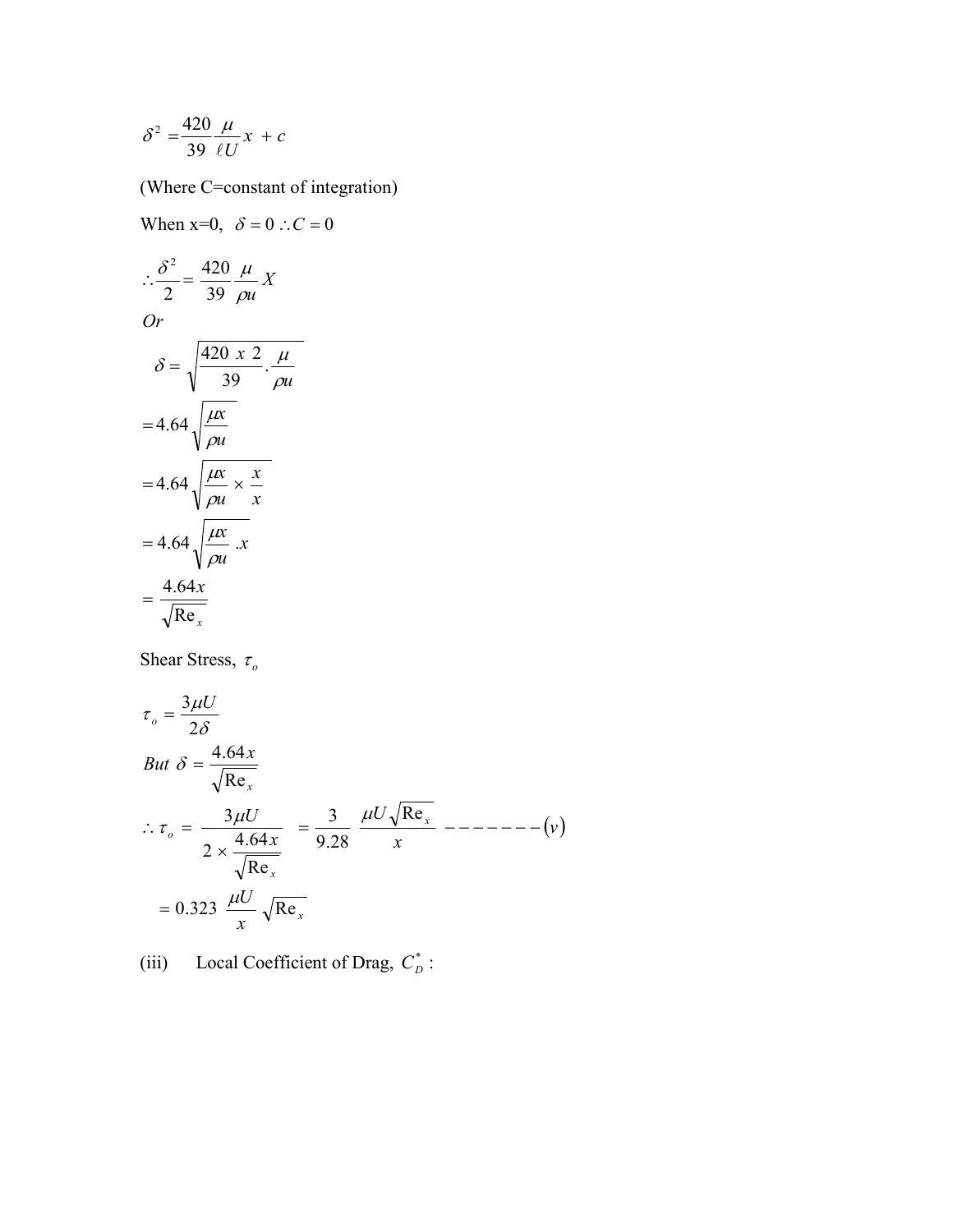$$\delta^2 = \frac{420}{39}\frac{\mu}{\ell U}x + c$$

(Where C=constant of integration)

When x=0, $\delta = 0 \therefore C = 0$

$$\therefore \frac{\delta^2}{2} = \frac{420}{39}\frac{\mu}{\rho u}X$$

*Or*

$$\delta = \sqrt{\frac{420\ x\ 2}{39} \cdot \frac{\mu}{\rho u}}$$

$$= 4.64\sqrt{\frac{\mu x}{\rho u}}$$

$$= 4.64\sqrt{\frac{\mu x}{\rho u} \times \frac{x}{x}}$$

$$= 4.64\sqrt{\frac{\mu x}{\rho u}} .x$$

$$= \frac{4.64x}{\sqrt{\mathrm{Re}_x}}$$

Shear Stress, $\tau_o$

$$\tau_o = \frac{3\mu U}{2\delta}$$

$$But\ \delta = \frac{4.64x}{\sqrt{\mathrm{Re}_x}}$$

$$\therefore \tau_o = \frac{3\mu U}{2 \times \frac{4.64x}{\sqrt{\mathrm{Re}_x}}} = \frac{3}{9.28}\ \frac{\mu U\sqrt{\mathrm{Re}_x}}{x} \quad -------(v)$$

$$= 0.323\ \frac{\mu U}{x}\sqrt{\mathrm{Re}_x}$$

(iii) Local Coefficient of Drag, $C_D^*$ :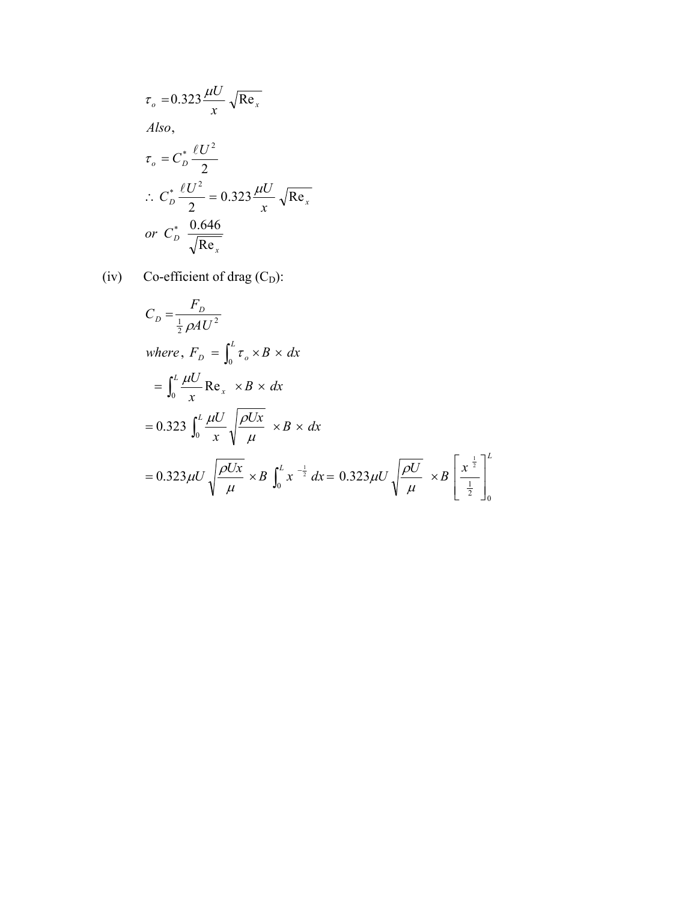$$\tau_o = 0.323 \frac{\mu U}{x} \sqrt{\text{Re}_x}$$

$$Also,$$

$$\tau_o = C_D^* \frac{\ell U^2}{2}$$

$$\therefore\ C_D^* \frac{\ell U^2}{2} = 0.323 \frac{\mu U}{x} \sqrt{\text{Re}_x}$$

$$or\ C_D^* \ \frac{0.646}{\sqrt{\text{Re}_x}}$$

(iv) Co-efficient of drag ($C_D$):

$$C_D = \frac{F_D}{\frac{1}{2} \rho A U^2}$$

$$where,\ F_D = \int_0^L \tau_o \times B \times dx$$

$$= \int_0^L \frac{\mu U}{x} \text{Re}_x \ \times B \times dx$$

$$= 0.323 \int_0^L \frac{\mu U}{x} \sqrt{\frac{\rho U x}{\mu}} \ \times B \times dx$$

$$= 0.323 \mu U \sqrt{\frac{\rho U x}{\mu}} \times B \int_0^L x^{-\frac{1}{2}} dx = 0.323 \mu U \sqrt{\frac{\rho U}{\mu}} \ \times B \left[ \frac{x^{\frac{1}{2}}}{\frac{1}{2}} \right]_0^L$$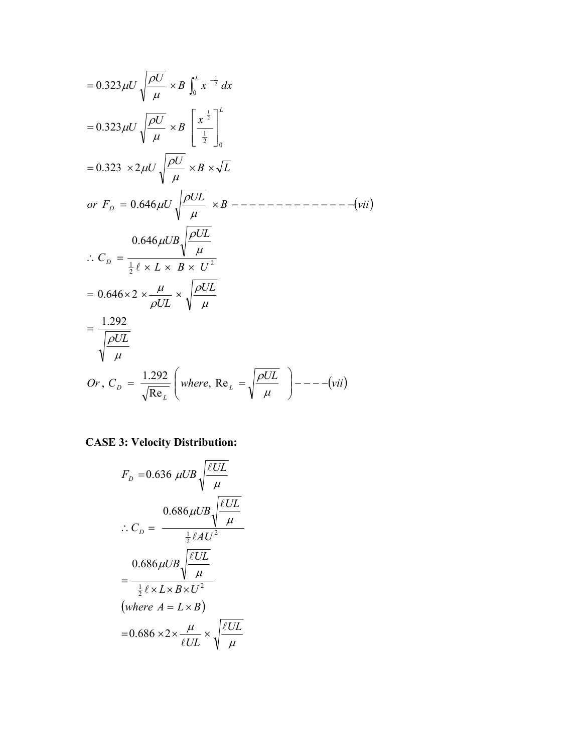$$= 0.323\mu U\sqrt{\frac{\rho U}{\mu}} \times B\int_0^L x^{-\frac{1}{2}}\,dx$$

$$= 0.323\mu U\sqrt{\frac{\rho U}{\mu}} \times B\left[\frac{x^{\frac{1}{2}}}{\frac{1}{2}}\right]_0^L$$

$$= 0.323 \times 2\mu U\sqrt{\frac{\rho U}{\mu}} \times B \times \sqrt{L}$$

$$or\ F_D = 0.646\mu U\sqrt{\frac{\rho UL}{\mu}} \times B \ --------------(vii)$$

$$\therefore C_D = \frac{0.646\mu UB\sqrt{\frac{\rho UL}{\mu}}}{\frac{1}{2}\ell \times L \times B \times U^2}$$

$$= 0.646 \times 2 \times \frac{\mu}{\rho UL} \times \sqrt{\frac{\rho UL}{\mu}}$$

$$= \frac{1.292}{\sqrt{\frac{\rho UL}{\mu}}}$$

$$Or,\ C_D = \frac{1.292}{\sqrt{\text{Re}_L}}\left(where,\ \text{Re}_L = \sqrt{\frac{\rho UL}{\mu}}\right) ----(vii)$$

**CASE 3: Velocity Distribution:**

$$F_D = 0.636\ \mu UB\sqrt{\frac{\ell UL}{\mu}}$$

$$\therefore C_D = \frac{0.686\mu UB\sqrt{\frac{\ell UL}{\mu}}}{\frac{1}{2}\ell AU^2}$$

$$= \frac{0.686\mu UB\sqrt{\frac{\ell UL}{\mu}}}{\frac{1}{2}\ell \times L \times B \times U^2}$$

$$(where\ A = L \times B)$$

$$= 0.686 \times 2 \times \frac{\mu}{\ell UL} \times \sqrt{\frac{\ell UL}{\mu}}$$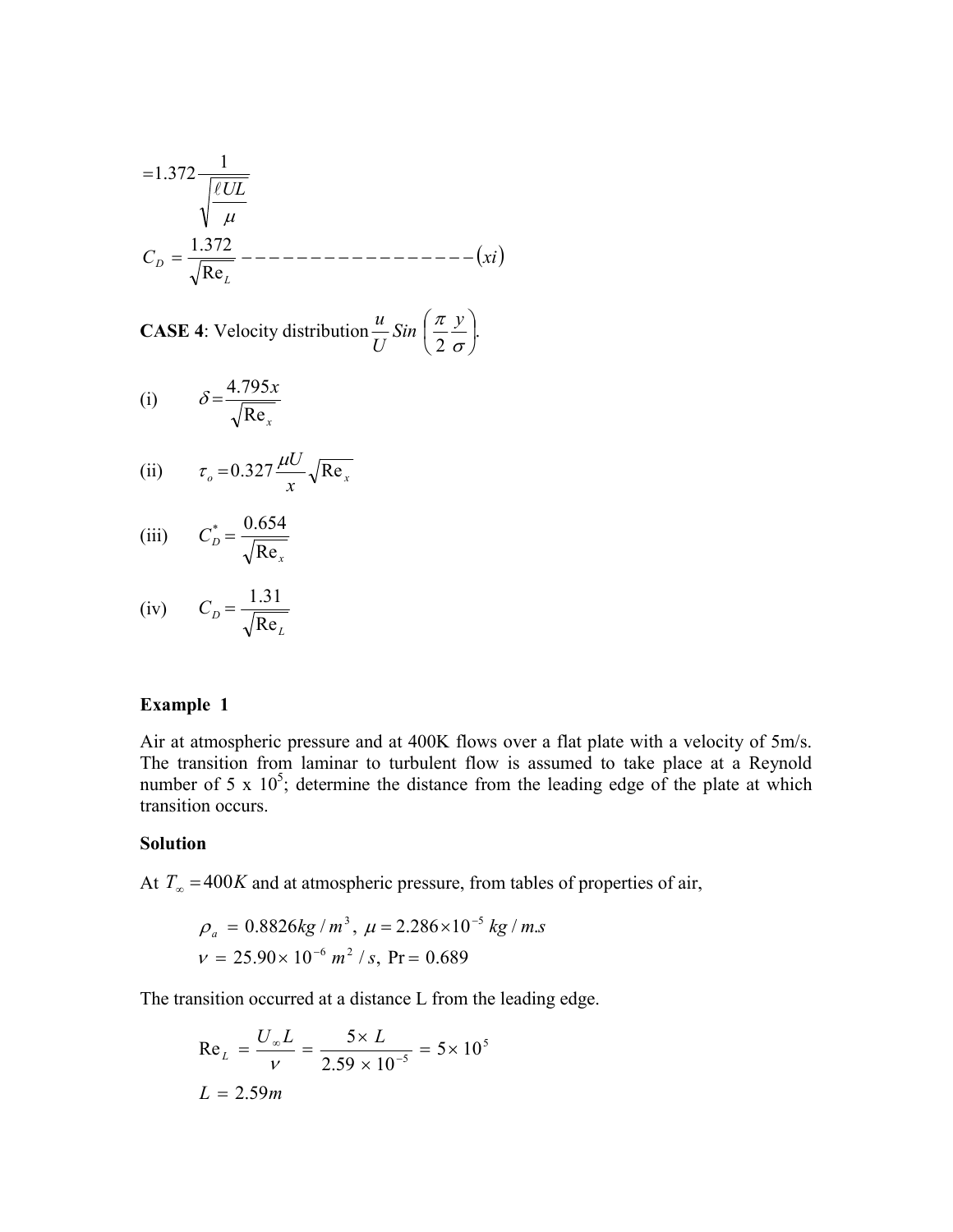$$=1.372 \frac{1}{\sqrt{\frac{\ell UL}{\mu}}}$$

$$C_D = \frac{1.372}{\sqrt{\text{Re}_L}} \quad ------------------(xi)$$

**CASE 4**: Velocity distribution $\frac{u}{U} Sin\left(\frac{\pi}{2}\frac{y}{\sigma}\right)$.

(i) $\delta = \frac{4.795x}{\sqrt{\text{Re}_x}}$

(ii) $\tau_o = 0.327 \frac{\mu U}{x}\sqrt{\text{Re}_x}$

(iii) $C_D^* = \frac{0.654}{\sqrt{\text{Re}_x}}$

(iv) $C_D = \frac{1.31}{\sqrt{\text{Re}_L}}$

### Example 1

Air at atmospheric pressure and at 400K flows over a flat plate with a velocity of 5m/s. The transition from laminar to turbulent flow is assumed to take place at a Reynold number of 5 x $10^5$; determine the distance from the leading edge of the plate at which transition occurs.

### Solution

At $T_\infty = 400K$ and at atmospheric pressure, from tables of properties of air,

$$\rho_a = 0.8826 kg/m^3, \ \mu = 2.286 \times 10^{-5} \ kg/m.s$$
$$\nu = 25.90 \times 10^{-6} \ m^2/s, \ \text{Pr} = 0.689$$

The transition occurred at a distance L from the leading edge.

$$\text{Re}_L = \frac{U_\infty L}{\nu} = \frac{5 \times L}{2.59 \times 10^{-5}} = 5 \times 10^5$$
$$L = 2.59m$$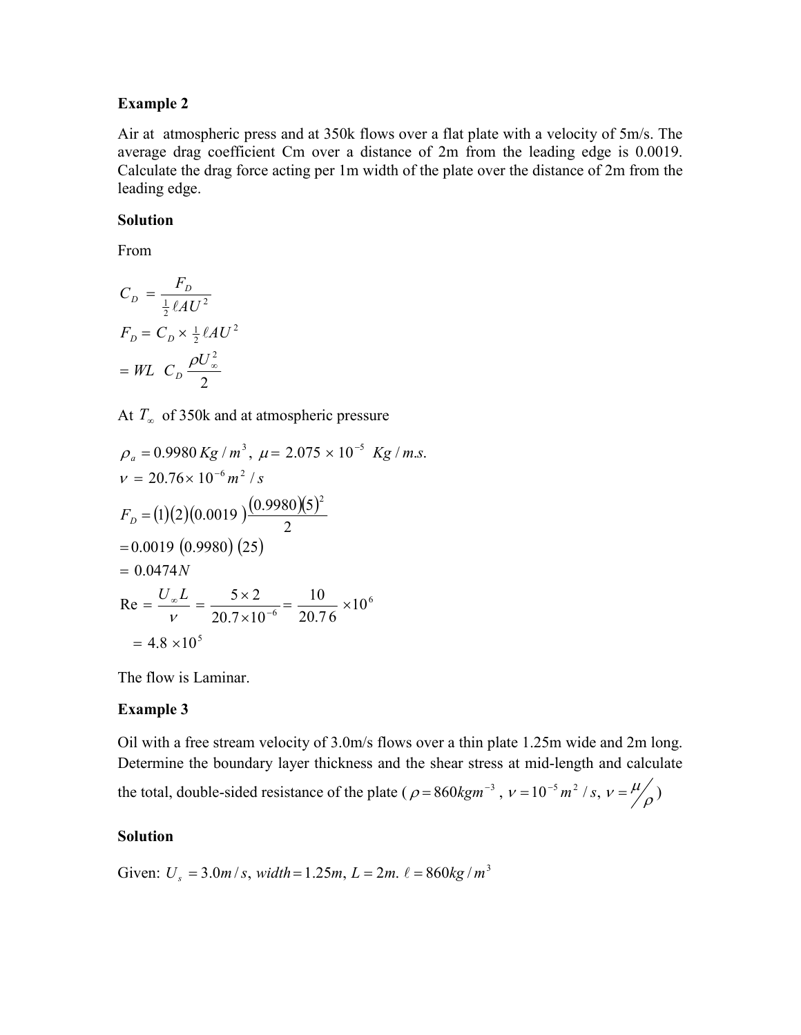**Example 2**

Air at atmospheric press and at 350k flows over a flat plate with a velocity of 5m/s. The average drag coefficient Cm over a distance of 2m from the leading edge is 0.0019. Calculate the drag force acting per 1m width of the plate over the distance of 2m from the leading edge.

**Solution**

From

$$C_D = \frac{F_D}{\frac{1}{2}\ell A U^2}$$

$$F_D = C_D \times \tfrac{1}{2}\ell A U^2$$

$$= WL \;\; C_D \frac{\rho U_\infty^2}{2}$$

At $T_\infty$ of 350k and at atmospheric pressure

$$\rho_a = 0.9980\, Kg/m^3,\;\; \mu = 2.075 \times 10^{-5}\;\; Kg/m.s.$$

$$\nu = 20.76 \times 10^{-6} m^2/s$$

$$F_D = (1)(2)(0.0019\,)\frac{(0.9980)(5)^2}{2}$$

$$= 0.0019\;(0.9980)\;(25)$$

$$= 0.0474N$$

$$\text{Re} = \frac{U_\infty L}{\nu} = \frac{5 \times 2}{20.7 \times 10^{-6}} = \frac{10}{20.76} \times 10^6$$

$$= 4.8 \times 10^5$$

The flow is Laminar.

**Example 3**

Oil with a free stream velocity of 3.0m/s flows over a thin plate 1.25m wide and 2m long. Determine the boundary layer thickness and the shear stress at mid-length and calculate the total, double-sided resistance of the plate ( $\rho = 860 kgm^{-3}$ , $\nu = 10^{-5} m^2/s$, $\nu = \mu/\rho$ )

**Solution**

Given: $U_s = 3.0 m/s$, $width = 1.25m$, $L = 2m$. $\ell = 860 kg/m^3$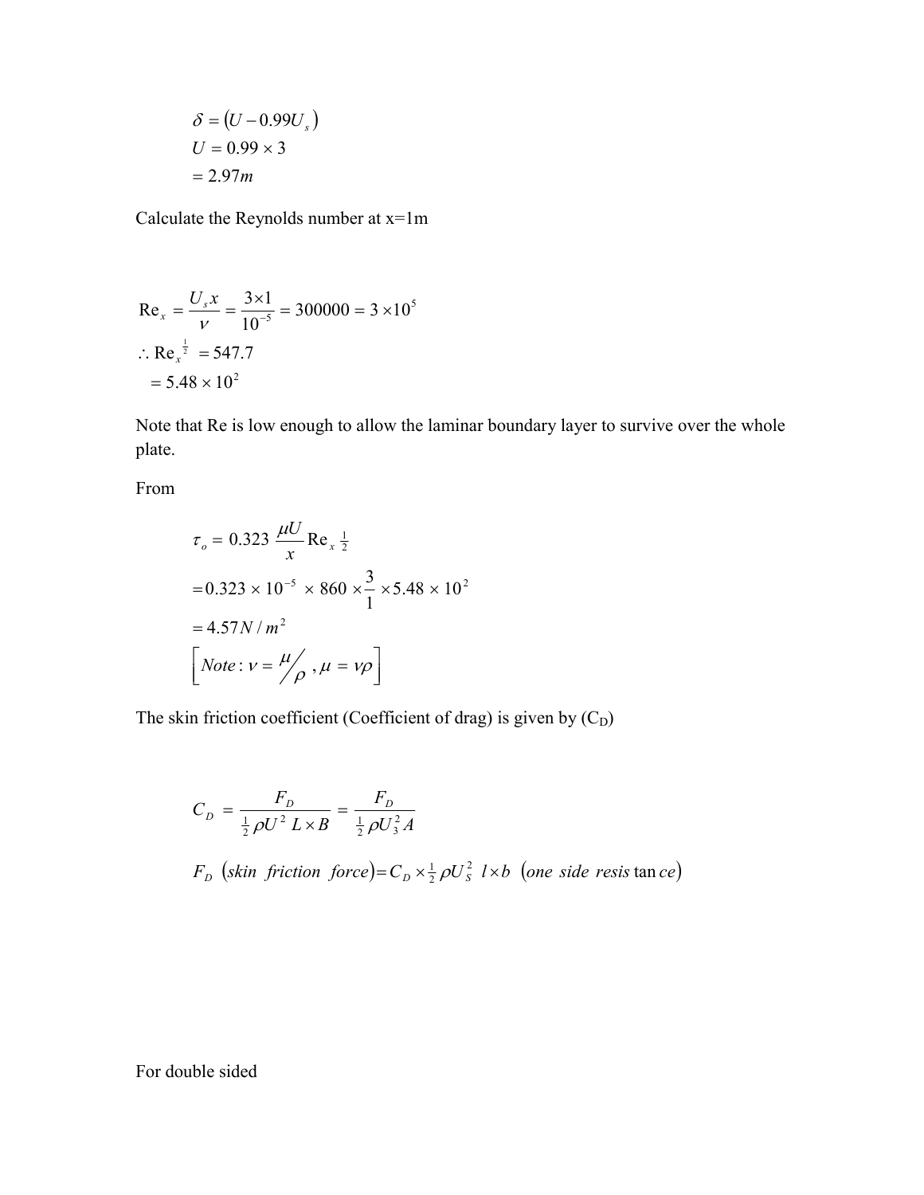$$\delta = (U - 0.99U_s)$$
$$U = 0.99 \times 3$$
$$= 2.97m$$

Calculate the Reynolds number at x=1m

$$\text{Re}_x = \frac{U_s x}{\nu} = \frac{3 \times 1}{10^{-5}} = 300000 = 3 \times 10^5$$
$$\therefore \text{Re}_x^{\frac{1}{2}} = 547.7$$
$$= 5.48 \times 10^2$$

Note that Re is low enough to allow the laminar boundary layer to survive over the whole plate.

From

$$\tau_o = 0.323 \frac{\mu U}{x} \text{Re}_x{}^{\frac{1}{2}}$$
$$= 0.323 \times 10^{-5} \times 860 \times \frac{3}{1} \times 5.48 \times 10^2$$
$$= 4.57 N/m^2$$
$$\left[ Note: \nu = \mu/\rho \, , \mu = \nu\rho \right]$$

The skin friction coefficient (Coefficient of drag) is given by ($C_D$)

$$C_D = \frac{F_D}{\frac{1}{2}\rho U^2 \, L \times B} = \frac{F_D}{\frac{1}{2}\rho U_3^2 A}$$

$$F_D \; (skin \;\; friction \;\; force) = C_D \times \tfrac{1}{2}\rho U_S^2 \;\; l \times b \;\; (one \;\; side \;\; resistance)$$

For double sided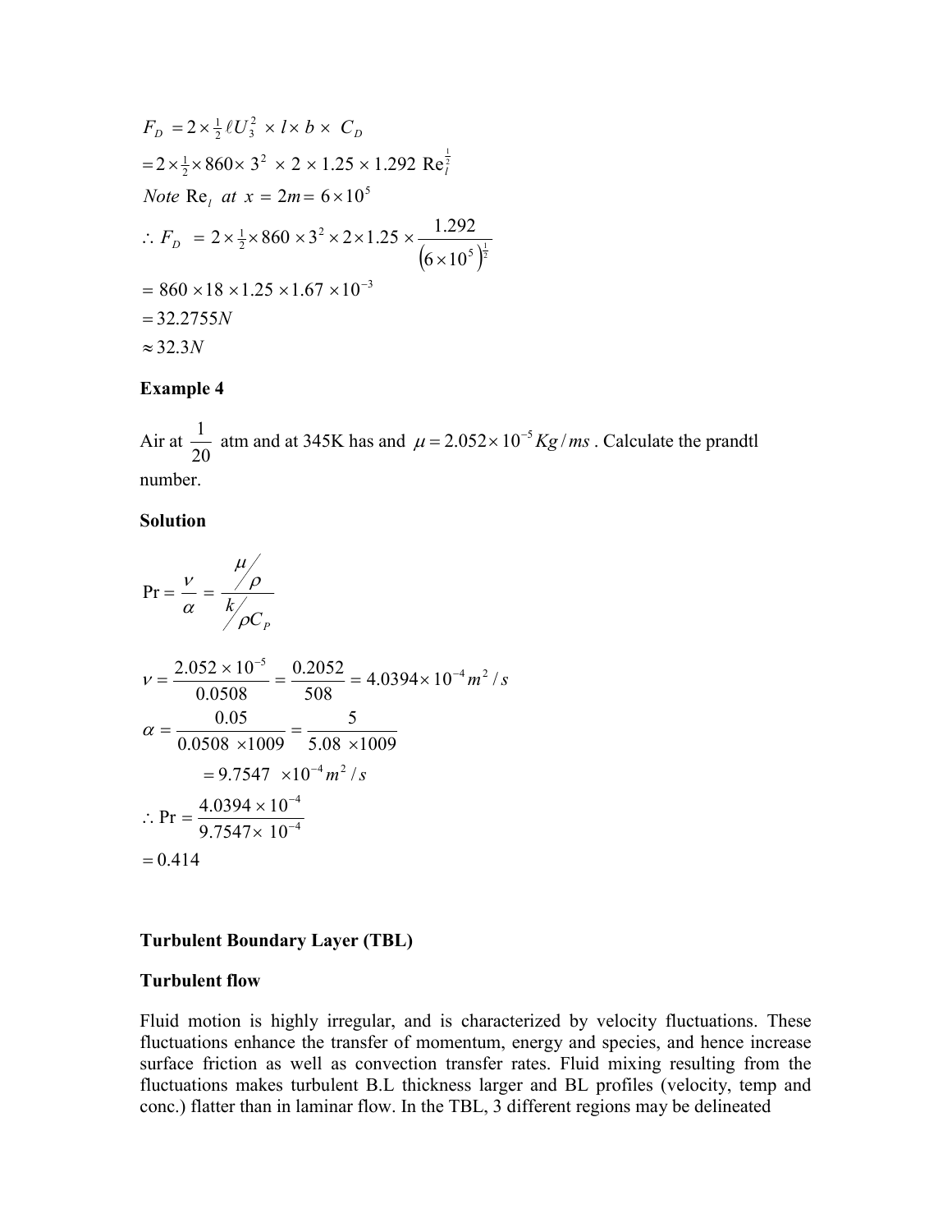$$F_D = 2 \times \tfrac{1}{2} \ell U_3^2 \times l \times b \times C_D$$

$$= 2 \times \tfrac{1}{2} \times 860 \times 3^2 \times 2 \times 1.25 \times 1.292 \ \text{Re}_l^{\frac{1}{2}}$$

*Note* $\text{Re}_l \ \ at \ \ x = 2m = 6 \times 10^5$

$$\therefore F_D = 2 \times \tfrac{1}{2} \times 860 \times 3^2 \times 2 \times 1.25 \times \frac{1.292}{\left(6 \times 10^5\right)^{\frac{1}{2}}}$$

$$= 860 \times 18 \times 1.25 \times 1.67 \times 10^{-3}$$

$$= 32.2755N$$

$$\approx 32.3N$$

**Example 4**

Air at $\dfrac{1}{20}$ atm and at 345K has and $\mu = 2.052 \times 10^{-5} Kg/ms$. Calculate the prandtl number.

**Solution**

$$\text{Pr} = \frac{\nu}{\alpha} = \frac{\mu / \rho}{k / \rho C_P}$$

$$\nu = \frac{2.052 \times 10^{-5}}{0.0508} = \frac{0.2052}{508} = 4.0394 \times 10^{-4} m^2/s$$

$$\alpha = \frac{0.05}{0.0508 \times 1009} = \frac{5}{5.08 \times 1009}$$

$$= 9.7547 \times 10^{-4} m^2/s$$

$$\therefore \text{Pr} = \frac{4.0394 \times 10^{-4}}{9.7547 \times 10^{-4}}$$

$$= 0.414$$

**Turbulent Boundary Layer (TBL)**

**Turbulent flow**

Fluid motion is highly irregular, and is characterized by velocity fluctuations. These fluctuations enhance the transfer of momentum, energy and species, and hence increase surface friction as well as convection transfer rates. Fluid mixing resulting from the fluctuations makes turbulent B.L thickness larger and BL profiles (velocity, temp and conc.) flatter than in laminar flow. In the TBL, 3 different regions may be delineated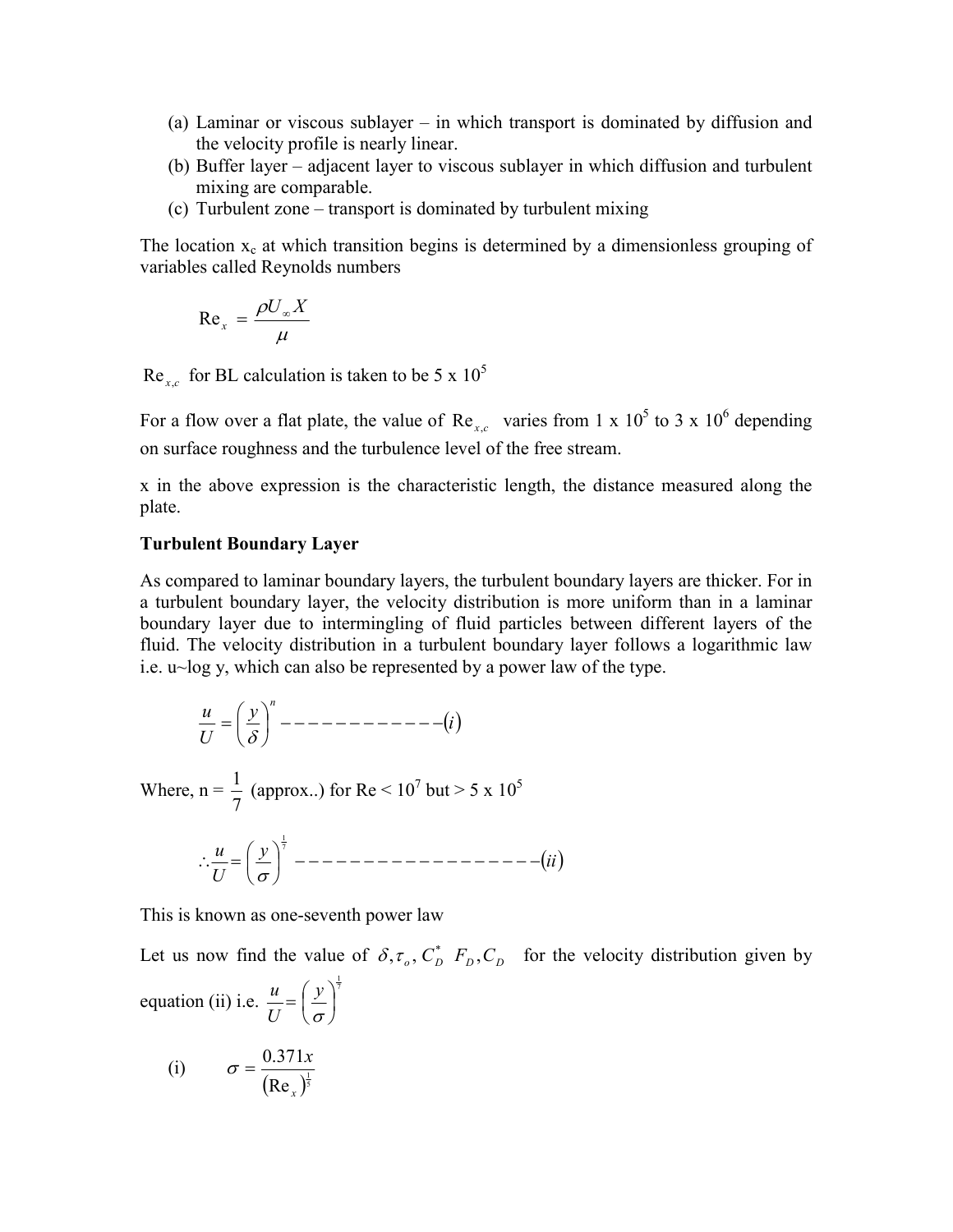(a) Laminar or viscous sublayer – in which transport is dominated by diffusion and the velocity profile is nearly linear.
(b) Buffer layer – adjacent layer to viscous sublayer in which diffusion and turbulent mixing are comparable.
(c) Turbulent zone – transport is dominated by turbulent mixing

The location $x_c$ at which transition begins is determined by a dimensionless grouping of variables called Reynolds numbers

$$\text{Re}_x = \frac{\rho U_\infty X}{\mu}$$

$\text{Re}_{x,c}$ for BL calculation is taken to be 5 x $10^5$

For a flow over a flat plate, the value of $\text{Re}_{x,c}$ varies from 1 x $10^5$ to 3 x $10^6$ depending on surface roughness and the turbulence level of the free stream.

x in the above expression is the characteristic length, the distance measured along the plate.

**Turbulent Boundary Layer**

As compared to laminar boundary layers, the turbulent boundary layers are thicker. For in a turbulent boundary layer, the velocity distribution is more uniform than in a laminar boundary layer due to intermingling of fluid particles between different layers of the fluid. The velocity distribution in a turbulent boundary layer follows a logarithmic law i.e. u~log y, which can also be represented by a power law of the type.

$$\frac{u}{U} = \left(\frac{y}{\delta}\right)^n \text{ ------------ } (i)$$

Where, n = $\frac{1}{7}$ (approx..) for Re < $10^7$ but > 5 x $10^5$

$$\therefore \frac{u}{U} = \left(\frac{y}{\sigma}\right)^{\frac{1}{7}} \text{ ----------------- } (ii)$$

This is known as one-seventh power law

Let us now find the value of $\delta, \tau_o, C_D^* \; F_D, C_D$ for the velocity distribution given by equation (ii) i.e. $\frac{u}{U} = \left(\frac{y}{\sigma}\right)^{\frac{1}{7}}$

(i) $\sigma = \dfrac{0.371x}{(\text{Re}_x)^{\frac{1}{5}}}$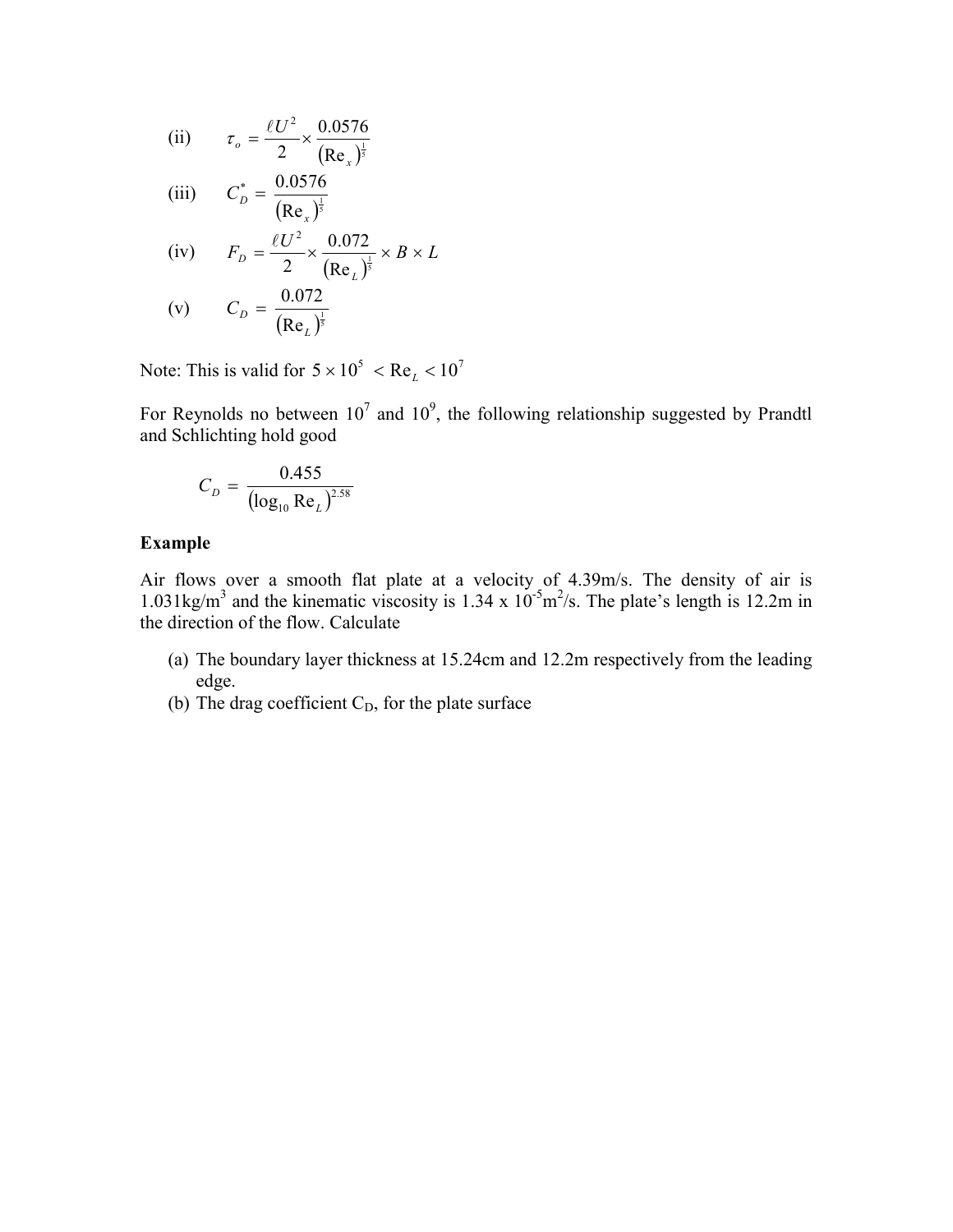(ii) $$\tau_o = \frac{\ell U^2}{2} \times \frac{0.0576}{(\mathrm{Re}_x)^{\frac{1}{5}}}$$

(iii) $$C_D^* = \frac{0.0576}{(\mathrm{Re}_x)^{\frac{1}{5}}}$$

(iv) $$F_D = \frac{\ell U^2}{2} \times \frac{0.072}{(\mathrm{Re}_L)^{\frac{1}{5}}} \times B \times L$$

(v) $$C_D = \frac{0.072}{(\mathrm{Re}_L)^{\frac{1}{5}}}$$

Note: This is valid for $5 \times 10^5 < \mathrm{Re}_L < 10^7$

For Reynolds no between $10^7$ and $10^9$, the following relationship suggested by Prandtl and Schlichting hold good

$$C_D = \frac{0.455}{(\log_{10} \mathrm{Re}_L)^{2.58}}$$

**Example**

Air flows over a smooth flat plate at a velocity of 4.39m/s. The density of air is 1.031kg/m$^3$ and the kinematic viscosity is 1.34 x 10$^{-5}$m$^2$/s. The plate's length is 12.2m in the direction of the flow. Calculate

(a) The boundary layer thickness at 15.24cm and 12.2m respectively from the leading edge.
(b) The drag coefficient $C_D$, for the plate surface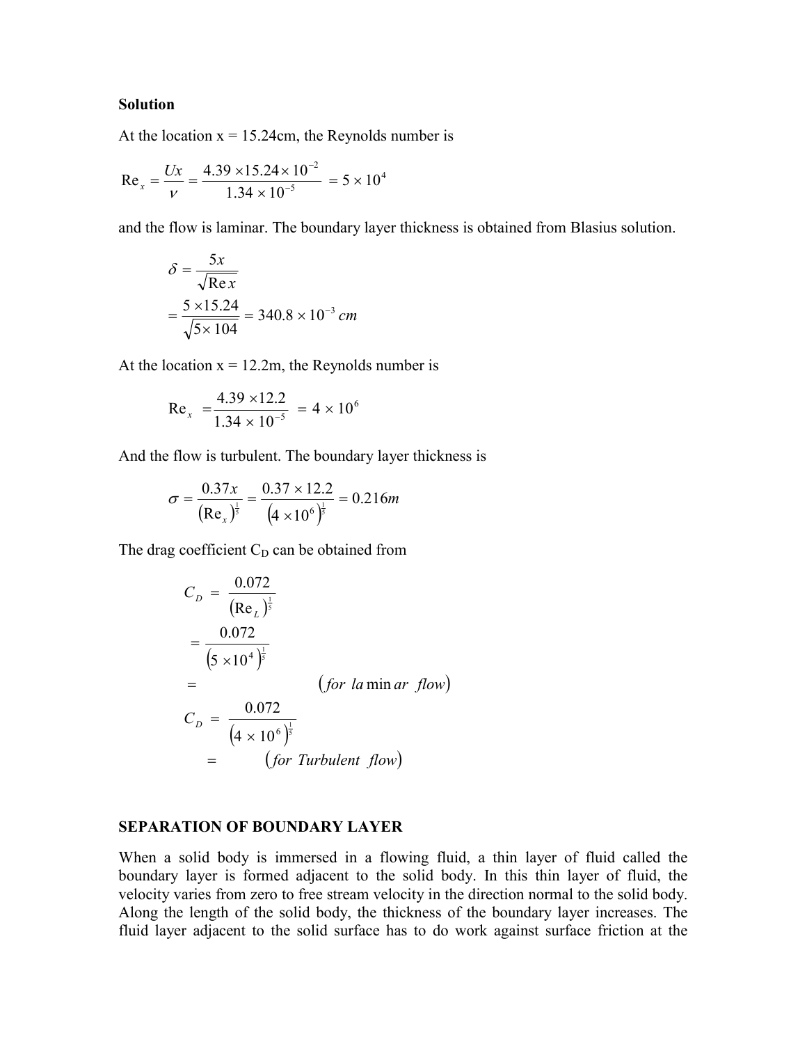**Solution**

At the location x = 15.24cm, the Reynolds number is

$$\text{Re}_x = \frac{Ux}{\nu} = \frac{4.39 \times 15.24 \times 10^{-2}}{1.34 \times 10^{-5}} = 5 \times 10^4$$

and the flow is laminar. The boundary layer thickness is obtained from Blasius solution.

$$\delta = \frac{5x}{\sqrt{\text{Re}\, x}}$$

$$= \frac{5 \times 15.24}{\sqrt{5 \times 104}} = 340.8 \times 10^{-3}\ cm$$

At the location x = 12.2m, the Reynolds number is

$$\text{Re}_x = \frac{4.39 \times 12.2}{1.34 \times 10^{-5}} = 4 \times 10^6$$

And the flow is turbulent. The boundary layer thickness is

$$\sigma = \frac{0.37x}{\left(\text{Re}_x\right)^{\frac{1}{5}}} = \frac{0.37 \times 12.2}{\left(4 \times 10^6\right)^{\frac{1}{5}}} = 0.216m$$

The drag coefficient $C_D$ can be obtained from

$$C_D = \frac{0.072}{\left(\text{Re}_L\right)^{\frac{1}{5}}}$$

$$= \frac{0.072}{\left(5 \times 10^4\right)^{\frac{1}{5}}}$$

$$= \qquad \left(for\ laminar\ flow\right)$$

$$C_D = \frac{0.072}{\left(4 \times 10^6\right)^{\frac{1}{5}}}$$

$$= \qquad \left(for\ Turbulent\ flow\right)$$

**SEPARATION OF BOUNDARY LAYER**

When a solid body is immersed in a flowing fluid, a thin layer of fluid called the boundary layer is formed adjacent to the solid body. In this thin layer of fluid, the velocity varies from zero to free stream velocity in the direction normal to the solid body. Along the length of the solid body, the thickness of the boundary layer increases. The fluid layer adjacent to the solid surface has to do work against surface friction at the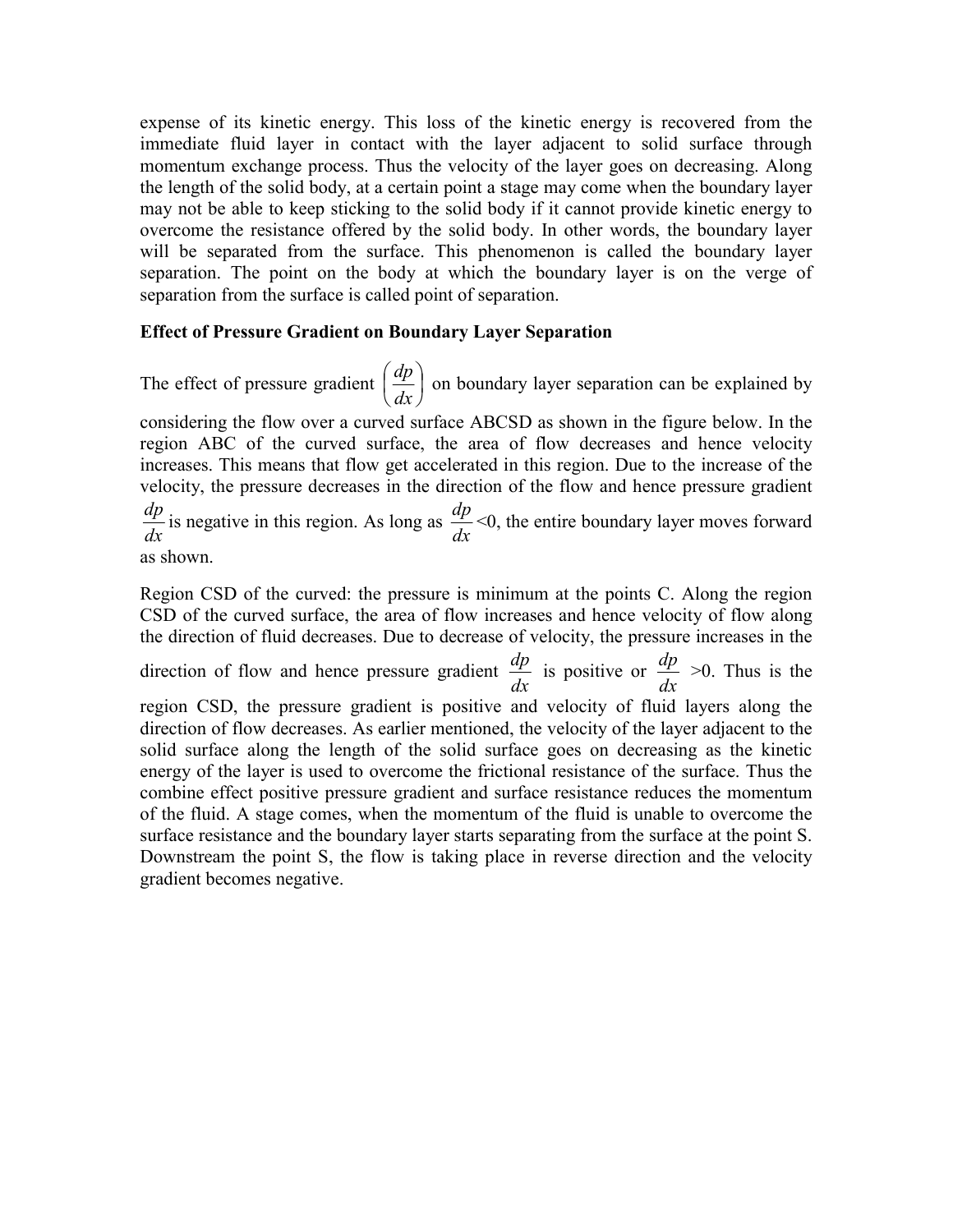expense of its kinetic energy. This loss of the kinetic energy is recovered from the immediate fluid layer in contact with the layer adjacent to solid surface through momentum exchange process. Thus the velocity of the layer goes on decreasing. Along the length of the solid body, at a certain point a stage may come when the boundary layer may not be able to keep sticking to the solid body if it cannot provide kinetic energy to overcome the resistance offered by the solid body. In other words, the boundary layer will be separated from the surface. This phenomenon is called the boundary layer separation. The point on the body at which the boundary layer is on the verge of separation from the surface is called point of separation.

**Effect of Pressure Gradient on Boundary Layer Separation**

The effect of pressure gradient $\left(\frac{dp}{dx}\right)$ on boundary layer separation can be explained by considering the flow over a curved surface ABCSD as shown in the figure below. In the region ABC of the curved surface, the area of flow decreases and hence velocity increases. This means that flow get accelerated in this region. Due to the increase of the velocity, the pressure decreases in the direction of the flow and hence pressure gradient $\frac{dp}{dx}$ is negative in this region. As long as $\frac{dp}{dx}$<0, the entire boundary layer moves forward as shown.

Region CSD of the curved: the pressure is minimum at the points C. Along the region CSD of the curved surface, the area of flow increases and hence velocity of flow along the direction of fluid decreases. Due to decrease of velocity, the pressure increases in the direction of flow and hence pressure gradient $\frac{dp}{dx}$ is positive or $\frac{dp}{dx}$ >0. Thus is the region CSD, the pressure gradient is positive and velocity of fluid layers along the direction of flow decreases. As earlier mentioned, the velocity of the layer adjacent to the solid surface along the length of the solid surface goes on decreasing as the kinetic energy of the layer is used to overcome the frictional resistance of the surface. Thus the combine effect positive pressure gradient and surface resistance reduces the momentum of the fluid. A stage comes, when the momentum of the fluid is unable to overcome the surface resistance and the boundary layer starts separating from the surface at the point S. Downstream the point S, the flow is taking place in reverse direction and the velocity gradient becomes negative.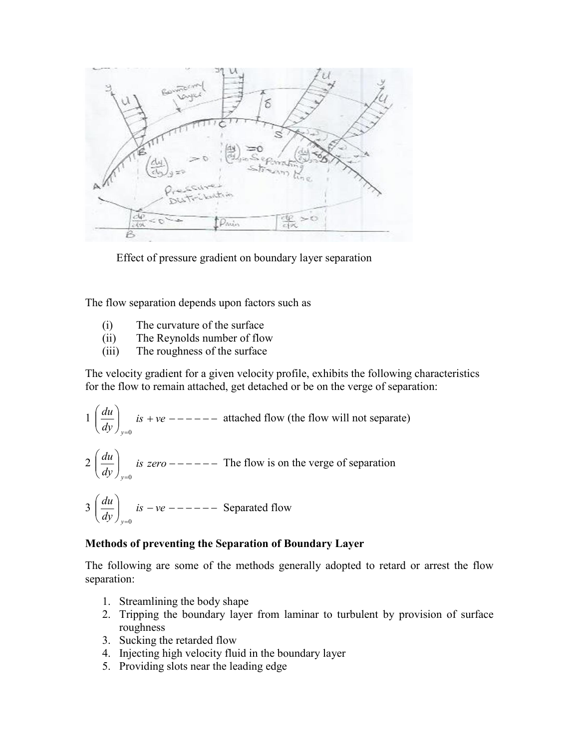Effect of pressure gradient on boundary layer separation

The flow separation depends upon factors such as

(i) The curvature of the surface
(ii) The Reynolds number of flow
(iii) The roughness of the surface

The velocity gradient for a given velocity profile, exhibits the following characteristics for the flow to remain attached, get detached or be on the verge of separation:

1 $\left(\frac{du}{dy}\right)_{y=0}$ *is +ve* ------ attached flow (the flow will not separate)

2 $\left(\frac{du}{dy}\right)_{y=0}$ *is zero* ------ The flow is on the verge of separation

3 $\left(\frac{du}{dy}\right)_{y=0}$ *is −ve* ------ Separated flow

**Methods of preventing the Separation of Boundary Layer**

The following are some of the methods generally adopted to retard or arrest the flow separation:

1. Streamlining the body shape
2. Tripping the boundary layer from laminar to turbulent by provision of surface roughness
3. Sucking the retarded flow
4. Injecting high velocity fluid in the boundary layer
5. Providing slots near the leading edge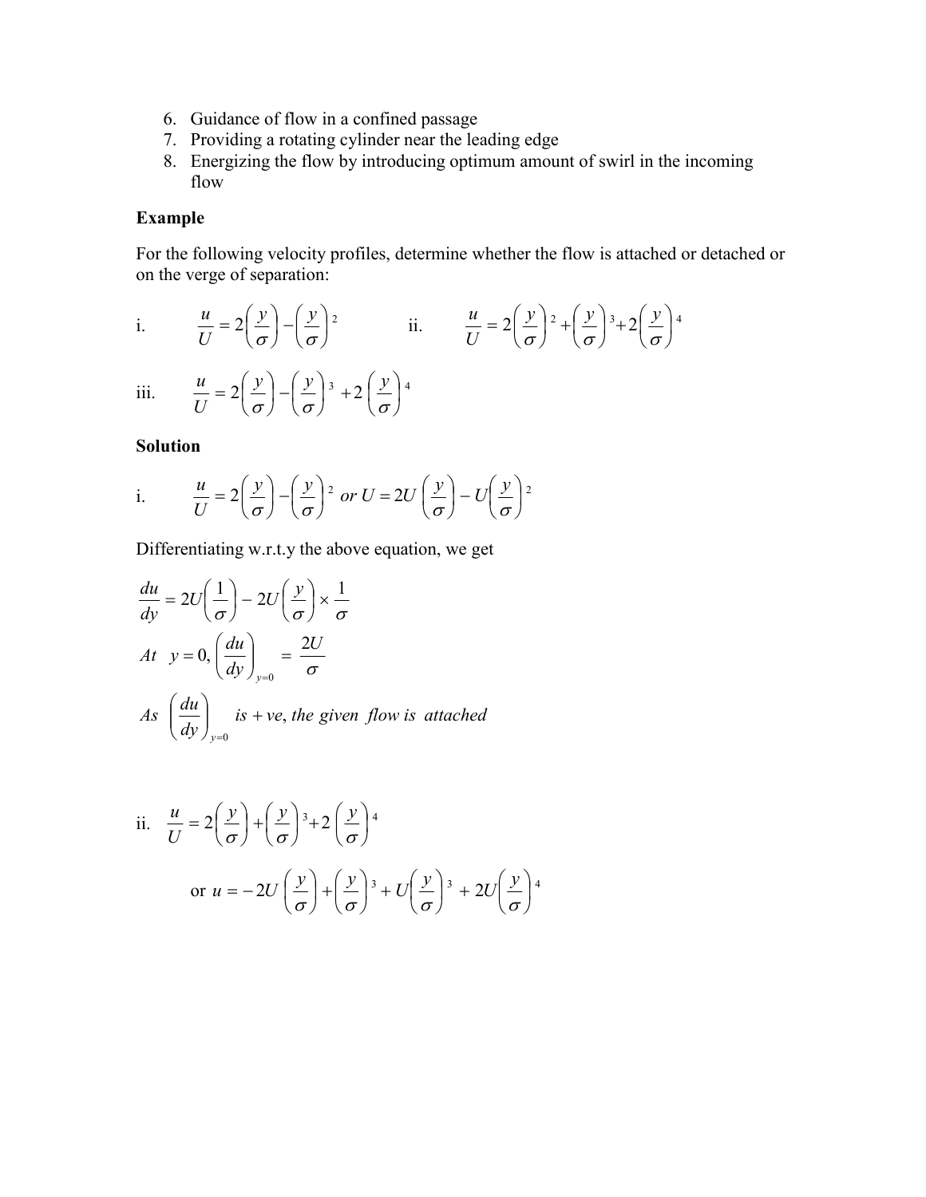6. Guidance of flow in a confined passage
7. Providing a rotating cylinder near the leading edge
8. Energizing the flow by introducing optimum amount of swirl in the incoming flow

**Example**

For the following velocity profiles, determine whether the flow is attached or detached or on the verge of separation:

i. $$\frac{u}{U} = 2\left(\frac{y}{\sigma}\right) - \left(\frac{y}{\sigma}\right)^2$$

ii. $$\frac{u}{U} = 2\left(\frac{y}{\sigma}\right)^2 + \left(\frac{y}{\sigma}\right)^3 + 2\left(\frac{y}{\sigma}\right)^4$$

iii. $$\frac{u}{U} = 2\left(\frac{y}{\sigma}\right) - \left(\frac{y}{\sigma}\right)^3 + 2\left(\frac{y}{\sigma}\right)^4$$

**Solution**

i. $$\frac{u}{U} = 2\left(\frac{y}{\sigma}\right) - \left(\frac{y}{\sigma}\right)^2 \; or \; U = 2U\left(\frac{y}{\sigma}\right) - U\left(\frac{y}{\sigma}\right)^2$$

Differentiating w.r.t.y the above equation, we get

$$\frac{du}{dy} = 2U\left(\frac{1}{\sigma}\right) - 2U\left(\frac{y}{\sigma}\right) \times \frac{1}{\sigma}$$

$$At \;\; y = 0, \left(\frac{du}{dy}\right)_{y=0} = \frac{2U}{\sigma}$$

$$As \; \left(\frac{du}{dy}\right)_{y=0} \; is \; +ve, \; the \; given \; flow \; is \; attached$$

ii. $$\frac{u}{U} = 2\left(\frac{y}{\sigma}\right) + \left(\frac{y}{\sigma}\right)^3 + 2\left(\frac{y}{\sigma}\right)^4$$

$$\text{or } u = -2U\left(\frac{y}{\sigma}\right) + \left(\frac{y}{\sigma}\right)^3 + U\left(\frac{y}{\sigma}\right)^3 + 2U\left(\frac{y}{\sigma}\right)^4$$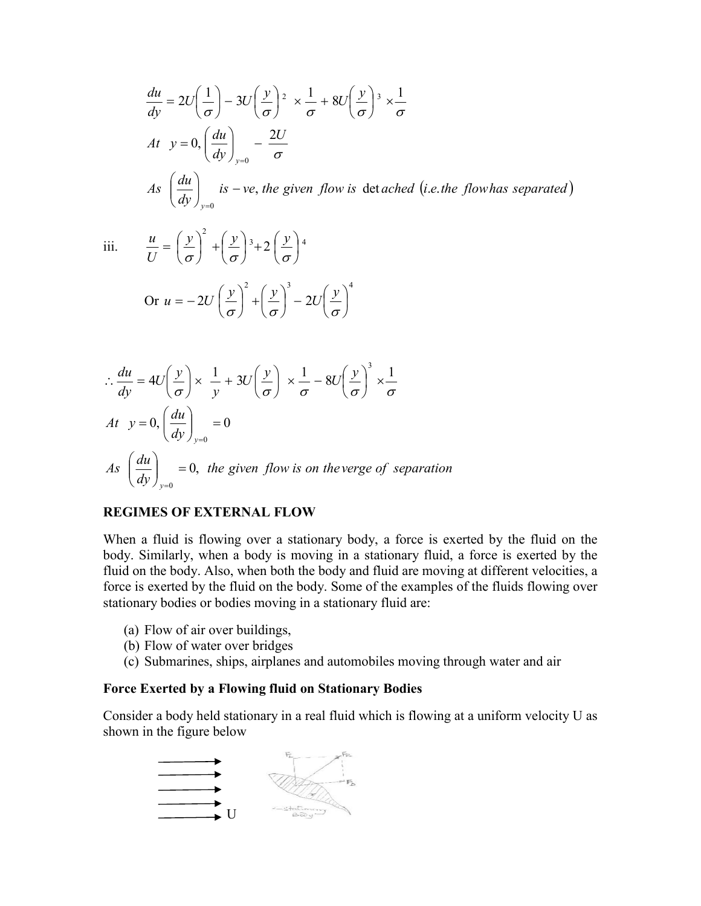$$\frac{du}{dy} = 2U\left(\frac{1}{\sigma}\right) - 3U\left(\frac{y}{\sigma}\right)^2 \times \frac{1}{\sigma} + 8U\left(\frac{y}{\sigma}\right)^3 \times \frac{1}{\sigma}$$

$$At \quad y = 0, \left(\frac{du}{dy}\right)_{y=0} \quad -\frac{2U}{\sigma}$$

$$As \quad \left(\frac{du}{dy}\right)_{y=0} \quad is -ve, \textit{ the given flow is detached (i.e. the flow has separated)}$$

iii. $\dfrac{u}{U} = \left(\dfrac{y}{\sigma}\right)^2 + \left(\dfrac{y}{\sigma}\right)^3 + 2\left(\dfrac{y}{\sigma}\right)^4$

$$\text{Or } u = -2U\left(\frac{y}{\sigma}\right)^2 + \left(\frac{y}{\sigma}\right)^3 - 2U\left(\frac{y}{\sigma}\right)^4$$

$$\therefore \frac{du}{dy} = 4U\left(\frac{y}{\sigma}\right) \times \frac{1}{y} + 3U\left(\frac{y}{\sigma}\right) \times \frac{1}{\sigma} - 8U\left(\frac{y}{\sigma}\right)^3 \times \frac{1}{\sigma}$$

$$At \quad y = 0, \left(\frac{du}{dy}\right)_{y=0} = 0$$

$$As \quad \left(\frac{du}{dy}\right)_{y=0} = 0, \textit{ the given flow is on the verge of separation}$$

**REGIMES OF EXTERNAL FLOW**

When a fluid is flowing over a stationary body, a force is exerted by the fluid on the body. Similarly, when a body is moving in a stationary fluid, a force is exerted by the fluid on the body. Also, when both the body and fluid are moving at different velocities, a force is exerted by the fluid on the body. Some of the examples of the fluids flowing over stationary bodies or bodies moving in a stationary fluid are:

(a) Flow of air over buildings,
(b) Flow of water over bridges
(c) Submarines, ships, airplanes and automobiles moving through water and air

**Force Exerted by a Flowing fluid on Stationary Bodies**

Consider a body held stationary in a real fluid which is flowing at a uniform velocity U as shown in the figure below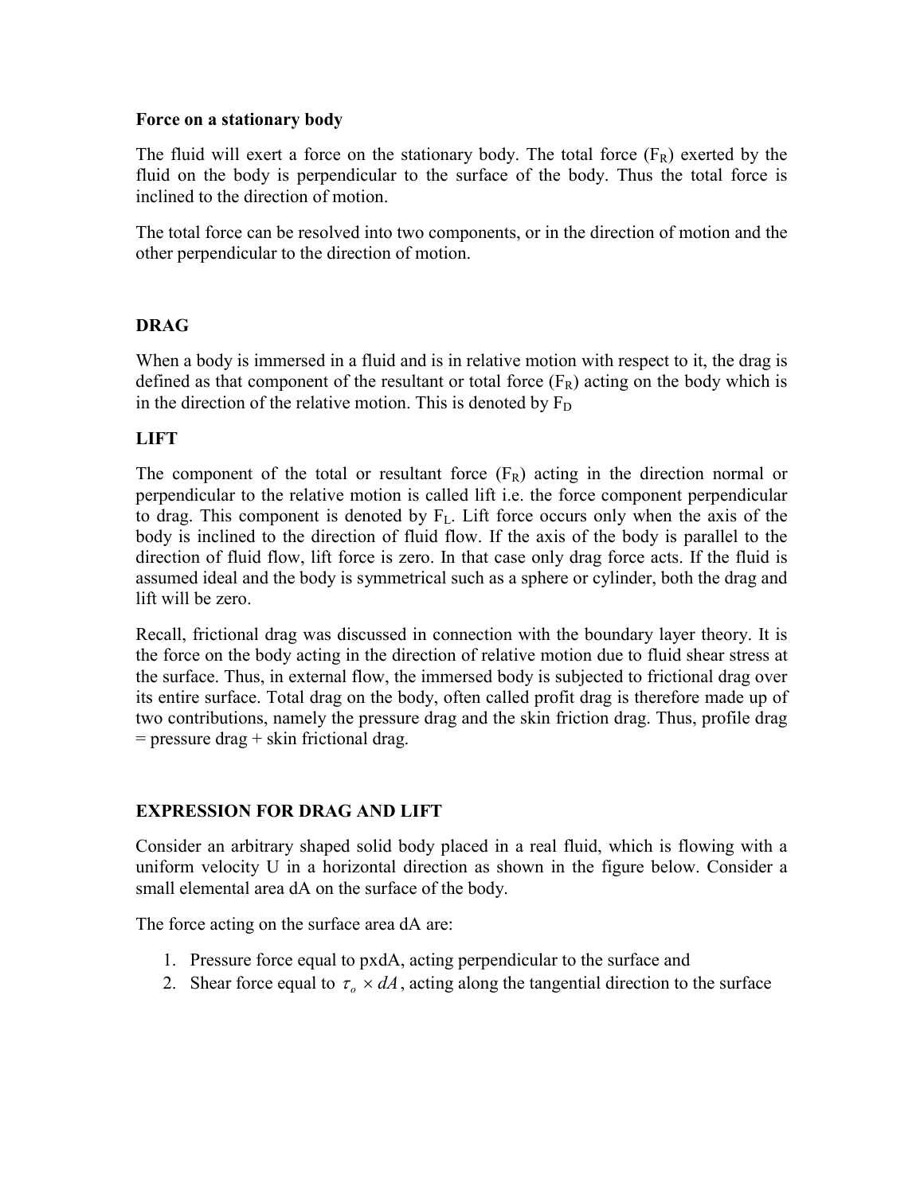**Force on a stationary body**

The fluid will exert a force on the stationary body. The total force ($F_R$) exerted by the fluid on the body is perpendicular to the surface of the body. Thus the total force is inclined to the direction of motion.

The total force can be resolved into two components, or in the direction of motion and the other perpendicular to the direction of motion.

**DRAG**

When a body is immersed in a fluid and is in relative motion with respect to it, the drag is defined as that component of the resultant or total force ($F_R$) acting on the body which is in the direction of the relative motion. This is denoted by $F_D$

**LIFT**

The component of the total or resultant force ($F_R$) acting in the direction normal or perpendicular to the relative motion is called lift i.e. the force component perpendicular to drag. This component is denoted by $F_L$. Lift force occurs only when the axis of the body is inclined to the direction of fluid flow. If the axis of the body is parallel to the direction of fluid flow, lift force is zero. In that case only drag force acts. If the fluid is assumed ideal and the body is symmetrical such as a sphere or cylinder, both the drag and lift will be zero.

Recall, frictional drag was discussed in connection with the boundary layer theory. It is the force on the body acting in the direction of relative motion due to fluid shear stress at the surface. Thus, in external flow, the immersed body is subjected to frictional drag over its entire surface. Total drag on the body, often called profit drag is therefore made up of two contributions, namely the pressure drag and the skin friction drag. Thus, profile drag = pressure drag + skin frictional drag.

**EXPRESSION FOR DRAG AND LIFT**

Consider an arbitrary shaped solid body placed in a real fluid, which is flowing with a uniform velocity U in a horizontal direction as shown in the figure below. Consider a small elemental area dA on the surface of the body.

The force acting on the surface area dA are:

1. Pressure force equal to pxdA, acting perpendicular to the surface and
2. Shear force equal to $\tau_o \times dA$, acting along the tangential direction to the surface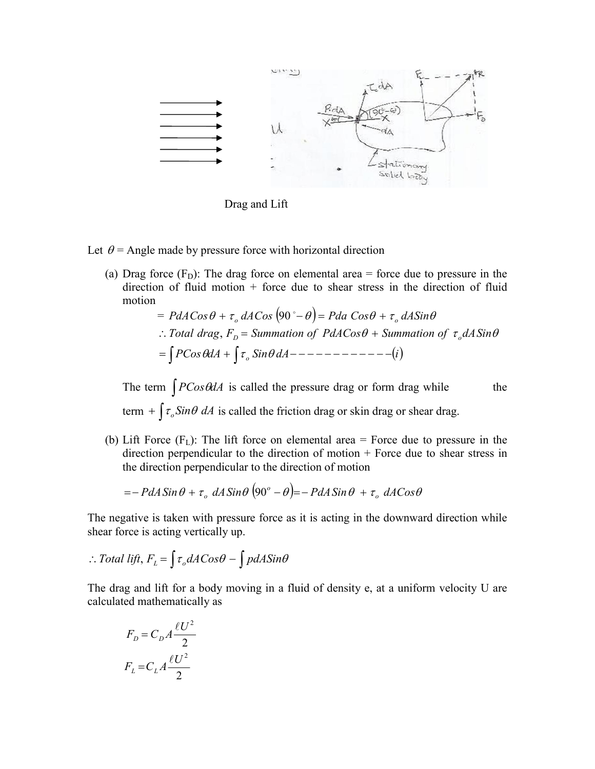Drag and Lift

Let $\theta$ = Angle made by pressure force with horizontal direction

(a) Drag force ($F_D$): The drag force on elemental area = force due to pressure in the direction of fluid motion + force due to shear stress in the direction of fluid motion

$$= PdACos\theta + \tau_o\, dACos\left(90^\circ - \theta\right) = Pda\ Cos\theta + \tau_o\, dASin\theta$$

$$\therefore Total\ drag,\ F_D = Summation\ of\ \ PdACos\theta + Summation\ of\ \ \tau_o dASin\theta$$

$$= \int PCos\theta dA + \int \tau_o\, Sin\theta\, dA ------------(i)$$

The term $\int PCos\theta dA$ is called the pressure drag or form drag while the term $+\int \tau_o Sin\theta\ dA$ is called the friction drag or skin drag or shear drag.

(b) Lift Force ($F_L$): The lift force on elemental area = Force due to pressure in the direction perpendicular to the direction of motion + Force due to shear stress in the direction perpendicular to the direction of motion

$$= -PdASin\theta + \tau_o\ dASin\theta\left(90^o - \theta\right) = -PdASin\theta\ + \tau_o\ dACos\theta$$

The negative is taken with pressure force as it is acting in the downward direction while shear force is acting vertically up.

$$\therefore Total\ lift,\ F_L = \int \tau_o dACos\theta - \int pdASin\theta$$

The drag and lift for a body moving in a fluid of density e, at a uniform velocity U are calculated mathematically as

$$F_D = C_D A\frac{\ell U^2}{2}$$

$$F_L = C_L A\frac{\ell U^2}{2}$$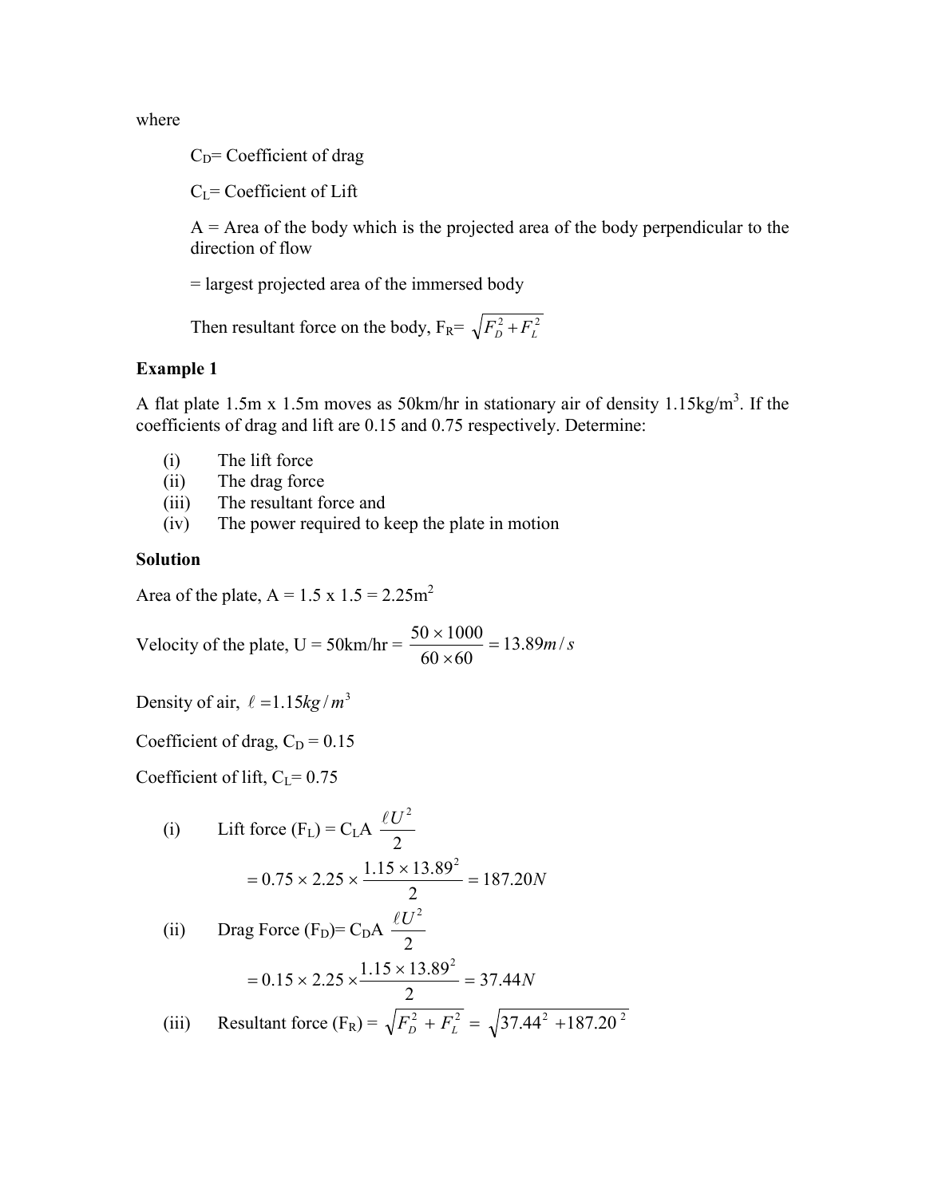where

$C_D$= Coefficient of drag

$C_L$= Coefficient of Lift

A = Area of the body which is the projected area of the body perpendicular to the direction of flow

= largest projected area of the immersed body

Then resultant force on the body, $F_R = \sqrt{F_D^2 + F_L^2}$

**Example 1**

A flat plate 1.5m x 1.5m moves as 50km/hr in stationary air of density 1.15kg/m$^3$. If the coefficients of drag and lift are 0.15 and 0.75 respectively. Determine:

(i) The lift force
(ii) The drag force
(iii) The resultant force and
(iv) The power required to keep the plate in motion

**Solution**

Area of the plate, A = 1.5 x 1.5 = 2.25m$^2$

Velocity of the plate, U = 50km/hr = $\frac{50 \times 1000}{60 \times 60} = 13.89 m/s$

Density of air, $\ell = 1.15 kg/m^3$

Coefficient of drag, $C_D$ = 0.15

Coefficient of lift, $C_L$= 0.75

(i) Lift force ($F_L$) = $C_L A \frac{\ell U^2}{2}$

$$= 0.75 \times 2.25 \times \frac{1.15 \times 13.89^2}{2} = 187.20N$$

(ii) Drag Force ($F_D$)= $C_D A \frac{\ell U^2}{2}$

$$= 0.15 \times 2.25 \times \frac{1.15 \times 13.89^2}{2} = 37.44N$$

(iii) Resultant force ($F_R$) = $\sqrt{F_D^2 + F_L^2} = \sqrt{37.44^2 + 187.20^2}$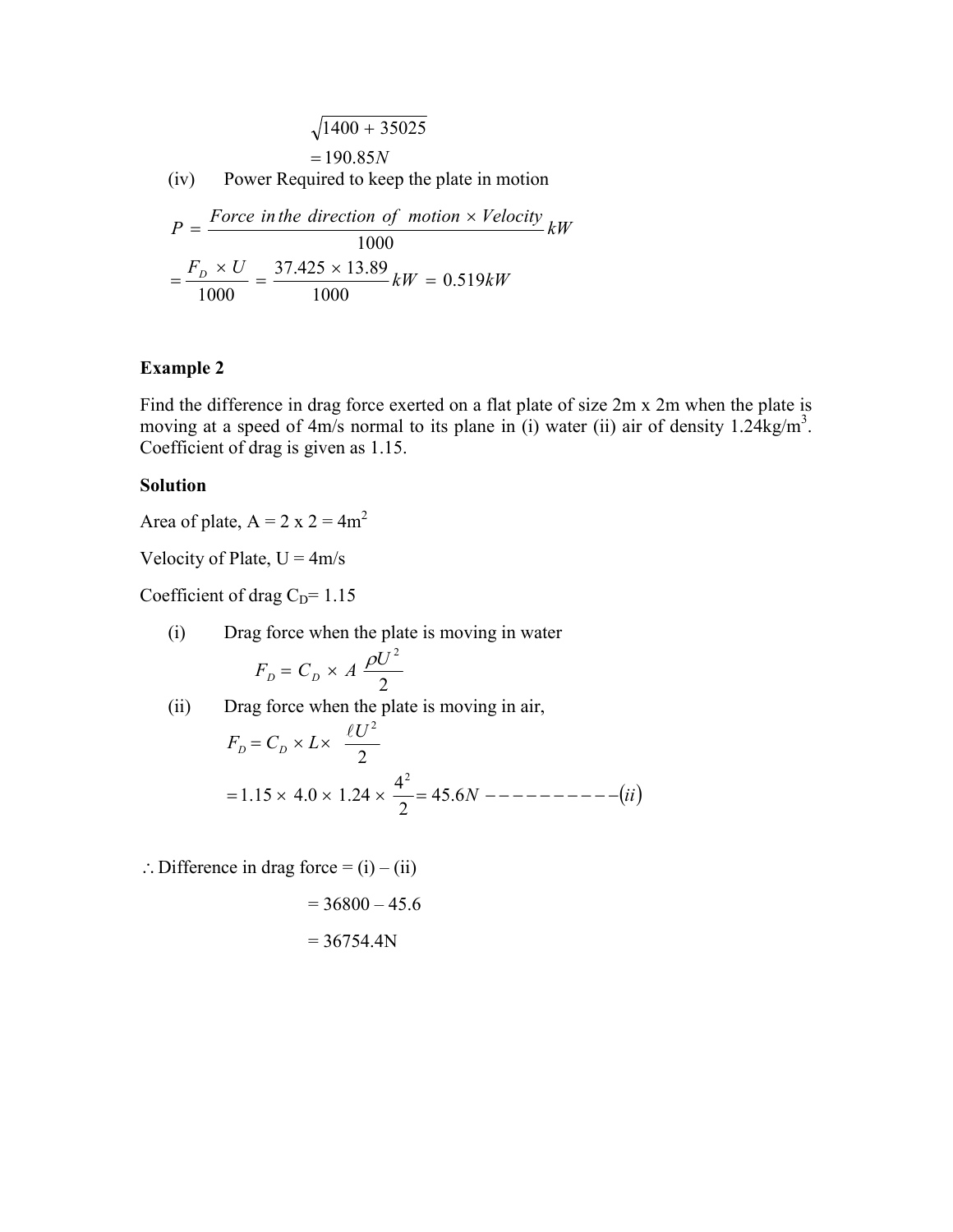$$\sqrt{1400 + 35025}$$

$$= 190.85N$$

(iv) Power Required to keep the plate in motion

$$P = \frac{Force\ in\ the\ direction\ of\ motion \times Velocity}{1000} kW$$

$$= \frac{F_D \times U}{1000} = \frac{37.425 \times 13.89}{1000} kW = 0.519 kW$$

**Example 2**

Find the difference in drag force exerted on a flat plate of size 2m x 2m when the plate is moving at a speed of 4m/s normal to its plane in (i) water (ii) air of density 1.24kg/m$^3$. Coefficient of drag is given as 1.15.

**Solution**

Area of plate, A = 2 x 2 = 4m$^2$

Velocity of Plate, U = 4m/s

Coefficient of drag $C_D$= 1.15

(i) Drag force when the plate is moving in water

$$F_D = C_D \times A \frac{\rho U^2}{2}$$

(ii) Drag force when the plate is moving in air,

$$F_D = C_D \times L \times \frac{\ell U^2}{2}$$

$$= 1.15 \times 4.0 \times 1.24 \times \frac{4^2}{2} = 45.6N \quad ----------(ii)$$

$\therefore$ Difference in drag force = (i) – (ii)

= 36800 – 45.6

= 36754.4N